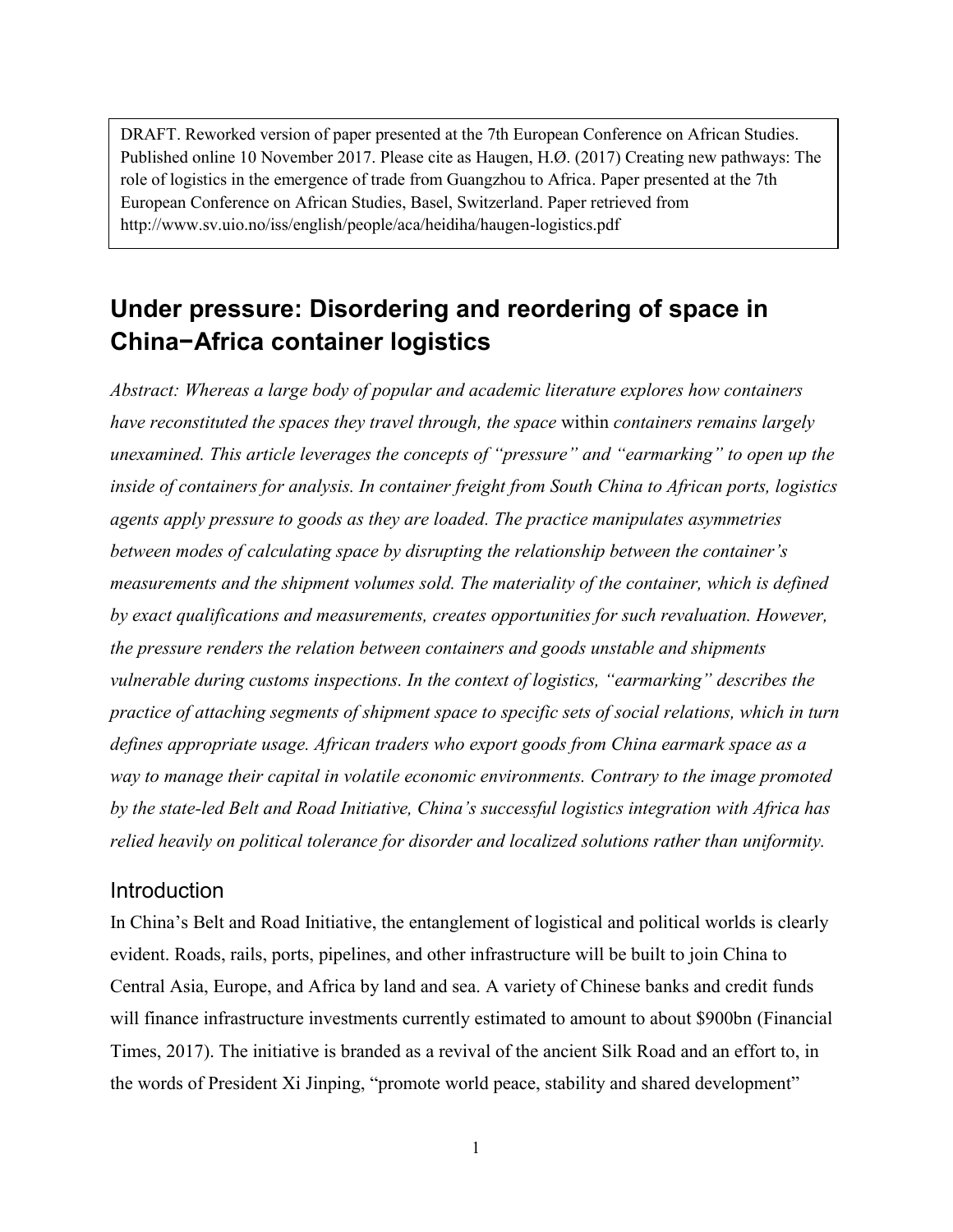DRAFT. Reworked version of paper presented at the 7th European Conference on African Studies. Published online 10 November 2017. Please cite as Haugen, H.Ø. (2017) Creating new pathways: The role of logistics in the emergence of trade from Guangzhou to Africa. Paper presented at the 7th European Conference on African Studies, Basel, Switzerland. Paper retrieved from http://www.sv.uio.no/iss/english/people/aca/heidiha/haugen-logistics.pdf

# Under pressure: Disordering and reordering of space in China−Africa container logistics

*Abstract: Whereas a large body of popular and academic literature explores how containers have reconstituted the spaces they travel through, the space* within *containers remains largely unexamined. This article leverages the concepts of "pressure" and "earmarking" to open up the inside of containers for analysis. In container freight from South China to African ports, logistics agents apply pressure to goods as they are loaded. The practice manipulates asymmetries between modes of calculating space by disrupting the relationship between the container's measurements and the shipment volumes sold. The materiality of the container, which is defined by exact qualifications and measurements, creates opportunities for such revaluation. However, the pressure renders the relation between containers and goods unstable and shipments vulnerable during customs inspections. In the context of logistics, "earmarking" describes the practice of attaching segments of shipment space to specific sets of social relations, which in turn defines appropriate usage. African traders who export goods from China earmark space as a way to manage their capital in volatile economic environments. Contrary to the image promoted by the state-led Belt and Road Initiative, China's successful logistics integration with Africa has relied heavily on political tolerance for disorder and localized solutions rather than uniformity.*

## Introduction

In China's Belt and Road Initiative, the entanglement of logistical and political worlds is clearly evident. Roads, rails, ports, pipelines, and other infrastructure will be built to join China to Central Asia, Europe, and Africa by land and sea. A variety of Chinese banks and credit funds will finance infrastructure investments currently estimated to amount to about $900bn (Financial Times, 2017). The initiative is branded as a revival of the ancient Silk Road and an effort to, in the words of President Xi Jinping, "promote world peace, stability and shared development"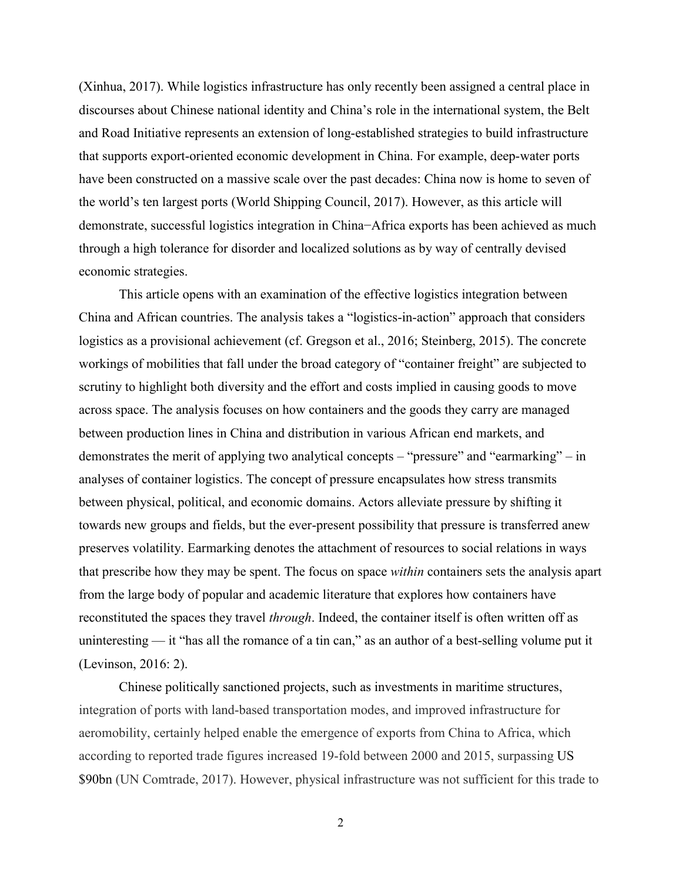(Xinhua, 2017). While logistics infrastructure has only recently been assigned a central place in discourses about Chinese national identity and China's role in the international system, the Belt and Road Initiative represents an extension of long-established strategies to build infrastructure that supports export-oriented economic development in China. For example, deep-water ports have been constructed on a massive scale over the past decades: China now is home to seven of the world's ten largest ports (World Shipping Council, 2017). However, as this article will demonstrate, successful logistics integration in China−Africa exports has been achieved as much through a high tolerance for disorder and localized solutions as by way of centrally devised economic strategies.

This article opens with an examination of the effective logistics integration between China and African countries. The analysis takes a "logistics-in-action" approach that considers logistics as a provisional achievement (cf. Gregson et al., 2016; Steinberg, 2015). The concrete workings of mobilities that fall under the broad category of "container freight" are subjected to scrutiny to highlight both diversity and the effort and costs implied in causing goods to move across space. The analysis focuses on how containers and the goods they carry are managed between production lines in China and distribution in various African end markets, and demonstrates the merit of applying two analytical concepts – "pressure" and "earmarking" – in analyses of container logistics. The concept of pressure encapsulates how stress transmits between physical, political, and economic domains. Actors alleviate pressure by shifting it towards new groups and fields, but the ever-present possibility that pressure is transferred anew preserves volatility. Earmarking denotes the attachment of resources to social relations in ways that prescribe how they may be spent. The focus on space *within* containers sets the analysis apart from the large body of popular and academic literature that explores how containers have reconstituted the spaces they travel *through*. Indeed, the container itself is often written off as uninteresting — it "has all the romance of a tin can," as an author of a best-selling volume put it (Levinson, 2016: 2).

Chinese politically sanctioned projects, such as investments in maritime structures, integration of ports with land-based transportation modes, and improved infrastructure for aeromobility, certainly helped enable the emergence of exports from China to Africa, which according to reported trade figures increased 19-fold between 2000 and 2015, surpassing US $90bn (UN Comtrade, 2017). However, physical infrastructure was not sufficient for this trade to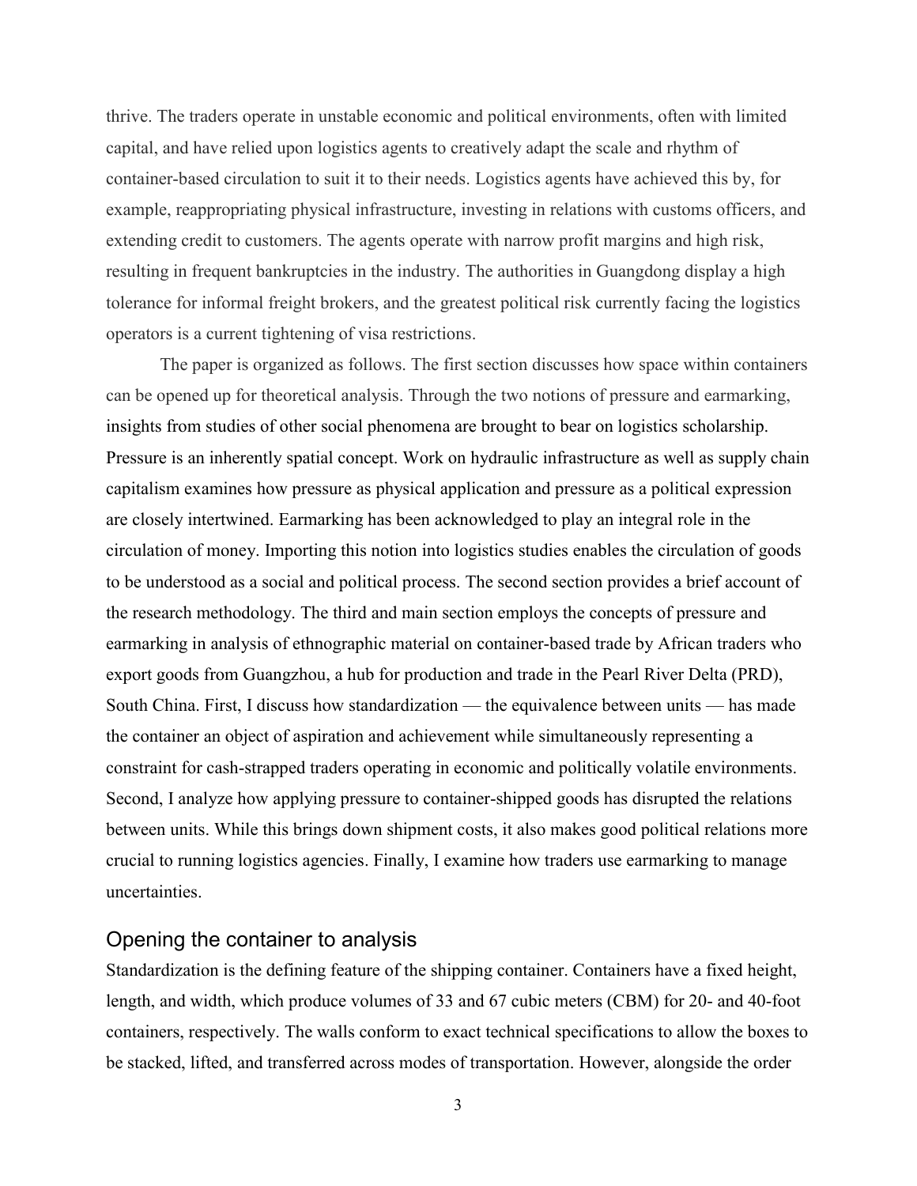thrive. The traders operate in unstable economic and political environments, often with limited capital, and have relied upon logistics agents to creatively adapt the scale and rhythm of container-based circulation to suit it to their needs. Logistics agents have achieved this by, for example, reappropriating physical infrastructure, investing in relations with customs officers, and extending credit to customers. The agents operate with narrow profit margins and high risk, resulting in frequent bankruptcies in the industry. The authorities in Guangdong display a high tolerance for informal freight brokers, and the greatest political risk currently facing the logistics operators is a current tightening of visa restrictions.

The paper is organized as follows. The first section discusses how space within containers can be opened up for theoretical analysis. Through the two notions of pressure and earmarking, insights from studies of other social phenomena are brought to bear on logistics scholarship. Pressure is an inherently spatial concept. Work on hydraulic infrastructure as well as supply chain capitalism examines how pressure as physical application and pressure as a political expression are closely intertwined. Earmarking has been acknowledged to play an integral role in the circulation of money. Importing this notion into logistics studies enables the circulation of goods to be understood as a social and political process. The second section provides a brief account of the research methodology. The third and main section employs the concepts of pressure and earmarking in analysis of ethnographic material on container-based trade by African traders who export goods from Guangzhou, a hub for production and trade in the Pearl River Delta (PRD), South China. First, I discuss how standardization — the equivalence between units — has made the container an object of aspiration and achievement while simultaneously representing a constraint for cash-strapped traders operating in economic and politically volatile environments. Second, I analyze how applying pressure to container-shipped goods has disrupted the relations between units. While this brings down shipment costs, it also makes good political relations more crucial to running logistics agencies. Finally, I examine how traders use earmarking to manage uncertainties.

## Opening the container to analysis

Standardization is the defining feature of the shipping container. Containers have a fixed height, length, and width, which produce volumes of 33 and 67 cubic meters (CBM) for 20- and 40-foot containers, respectively. The walls conform to exact technical specifications to allow the boxes to be stacked, lifted, and transferred across modes of transportation. However, alongside the order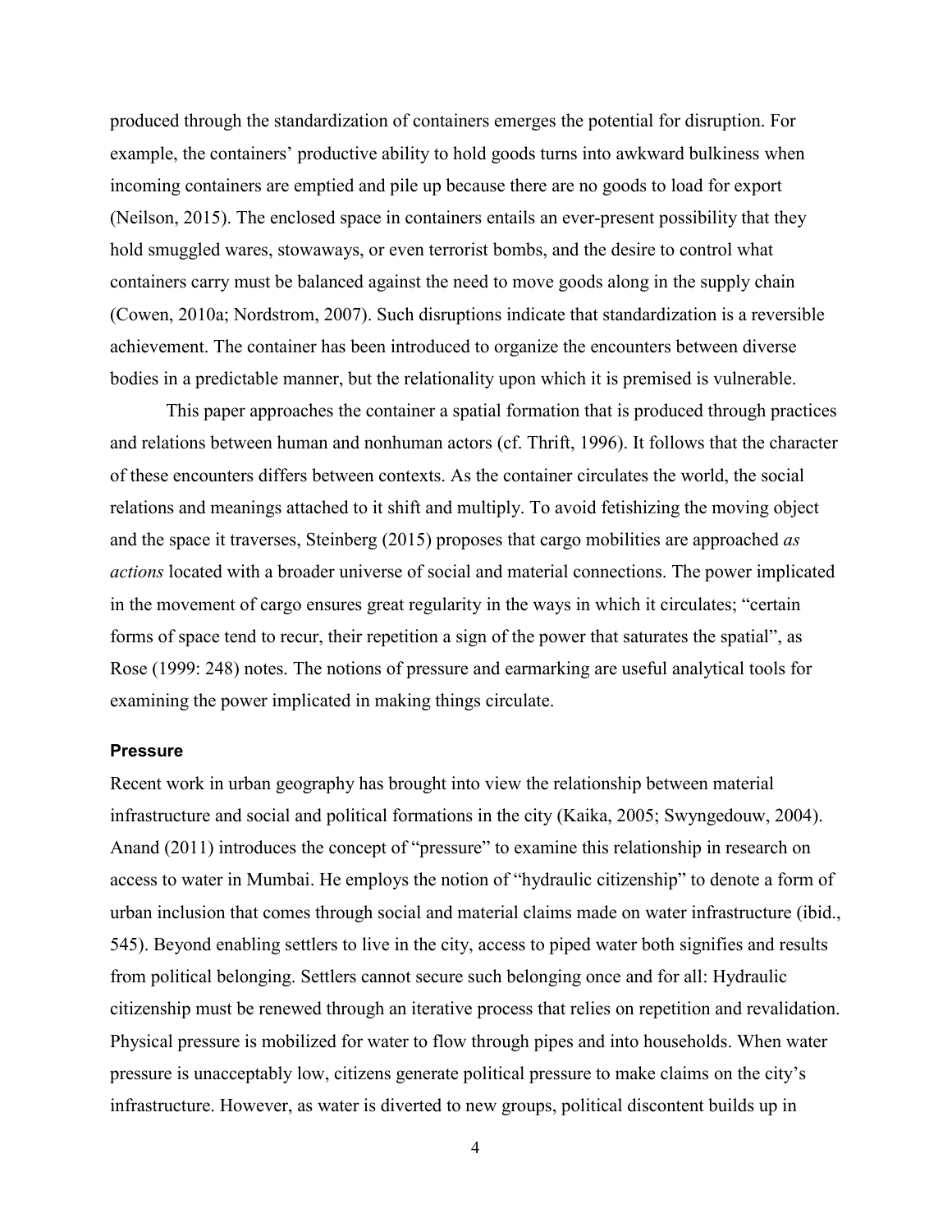produced through the standardization of containers emerges the potential for disruption. For example, the containers' productive ability to hold goods turns into awkward bulkiness when incoming containers are emptied and pile up because there are no goods to load for export (Neilson, 2015). The enclosed space in containers entails an ever-present possibility that they hold smuggled wares, stowaways, or even terrorist bombs, and the desire to control what containers carry must be balanced against the need to move goods along in the supply chain (Cowen, 2010a; Nordstrom, 2007). Such disruptions indicate that standardization is a reversible achievement. The container has been introduced to organize the encounters between diverse bodies in a predictable manner, but the relationality upon which it is premised is vulnerable.

This paper approaches the container a spatial formation that is produced through practices and relations between human and nonhuman actors (cf. Thrift, 1996). It follows that the character of these encounters differs between contexts. As the container circulates the world, the social relations and meanings attached to it shift and multiply. To avoid fetishizing the moving object and the space it traverses, Steinberg (2015) proposes that cargo mobilities are approached *as actions* located with a broader universe of social and material connections. The power implicated in the movement of cargo ensures great regularity in the ways in which it circulates; "certain forms of space tend to recur, their repetition a sign of the power that saturates the spatial", as Rose (1999: 248) notes. The notions of pressure and earmarking are useful analytical tools for examining the power implicated in making things circulate.

### Pressure

Recent work in urban geography has brought into view the relationship between material infrastructure and social and political formations in the city (Kaika, 2005; Swyngedouw, 2004). Anand (2011) introduces the concept of "pressure" to examine this relationship in research on access to water in Mumbai. He employs the notion of "hydraulic citizenship" to denote a form of urban inclusion that comes through social and material claims made on water infrastructure (ibid., 545). Beyond enabling settlers to live in the city, access to piped water both signifies and results from political belonging. Settlers cannot secure such belonging once and for all: Hydraulic citizenship must be renewed through an iterative process that relies on repetition and revalidation. Physical pressure is mobilized for water to flow through pipes and into households. When water pressure is unacceptably low, citizens generate political pressure to make claims on the city's infrastructure. However, as water is diverted to new groups, political discontent builds up in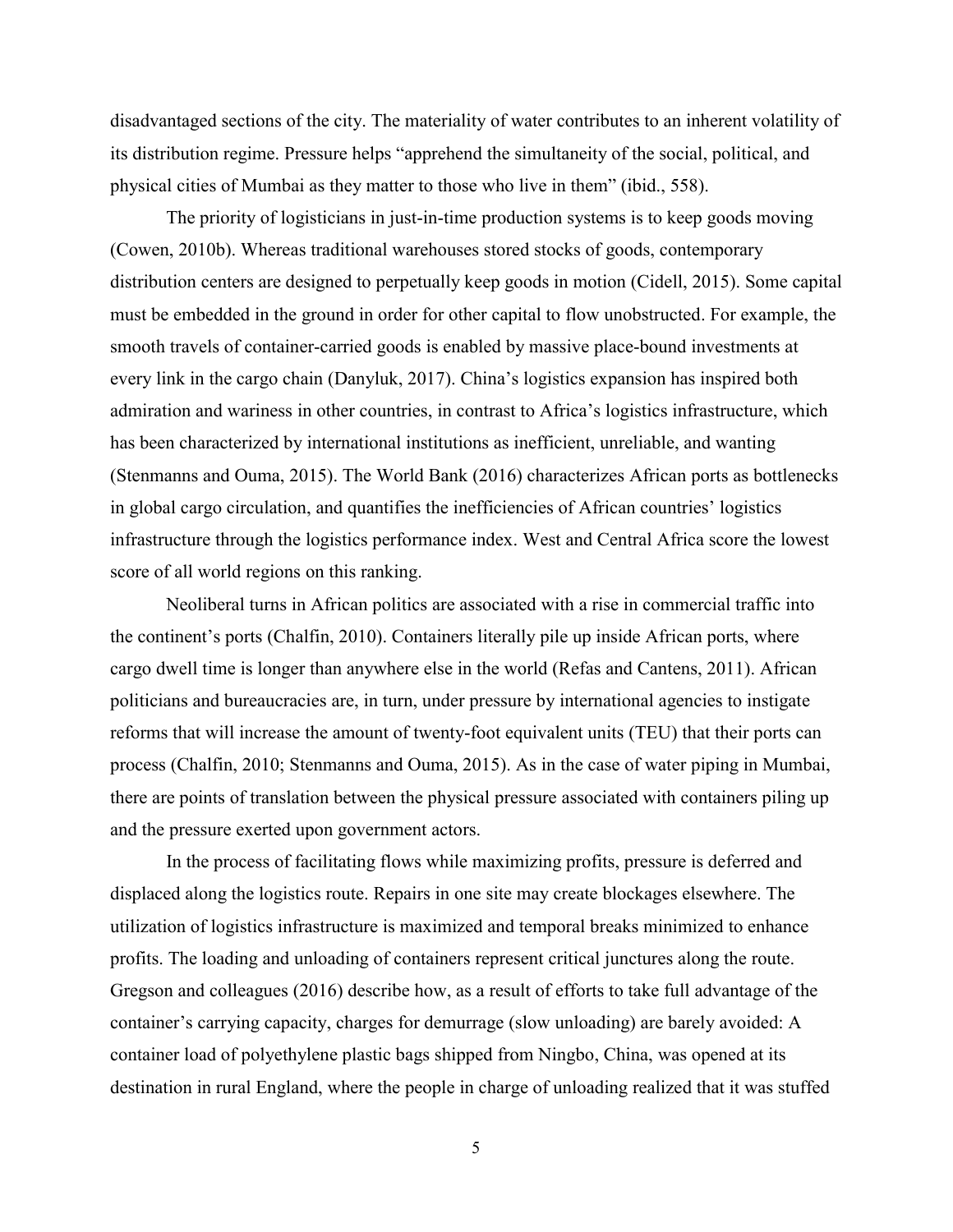disadvantaged sections of the city. The materiality of water contributes to an inherent volatility of its distribution regime. Pressure helps "apprehend the simultaneity of the social, political, and physical cities of Mumbai as they matter to those who live in them" (ibid., 558).

The priority of logisticians in just-in-time production systems is to keep goods moving (Cowen, 2010b). Whereas traditional warehouses stored stocks of goods, contemporary distribution centers are designed to perpetually keep goods in motion (Cidell, 2015). Some capital must be embedded in the ground in order for other capital to flow unobstructed. For example, the smooth travels of container-carried goods is enabled by massive place-bound investments at every link in the cargo chain (Danyluk, 2017). China's logistics expansion has inspired both admiration and wariness in other countries, in contrast to Africa's logistics infrastructure, which has been characterized by international institutions as inefficient, unreliable, and wanting (Stenmanns and Ouma, 2015). The World Bank (2016) characterizes African ports as bottlenecks in global cargo circulation, and quantifies the inefficiencies of African countries' logistics infrastructure through the logistics performance index. West and Central Africa score the lowest score of all world regions on this ranking.

Neoliberal turns in African politics are associated with a rise in commercial traffic into the continent's ports (Chalfin, 2010). Containers literally pile up inside African ports, where cargo dwell time is longer than anywhere else in the world (Refas and Cantens, 2011). African politicians and bureaucracies are, in turn, under pressure by international agencies to instigate reforms that will increase the amount of twenty-foot equivalent units (TEU) that their ports can process (Chalfin, 2010; Stenmanns and Ouma, 2015). As in the case of water piping in Mumbai, there are points of translation between the physical pressure associated with containers piling up and the pressure exerted upon government actors.

In the process of facilitating flows while maximizing profits, pressure is deferred and displaced along the logistics route. Repairs in one site may create blockages elsewhere. The utilization of logistics infrastructure is maximized and temporal breaks minimized to enhance profits. The loading and unloading of containers represent critical junctures along the route. Gregson and colleagues (2016) describe how, as a result of efforts to take full advantage of the container's carrying capacity, charges for demurrage (slow unloading) are barely avoided: A container load of polyethylene plastic bags shipped from Ningbo, China, was opened at its destination in rural England, where the people in charge of unloading realized that it was stuffed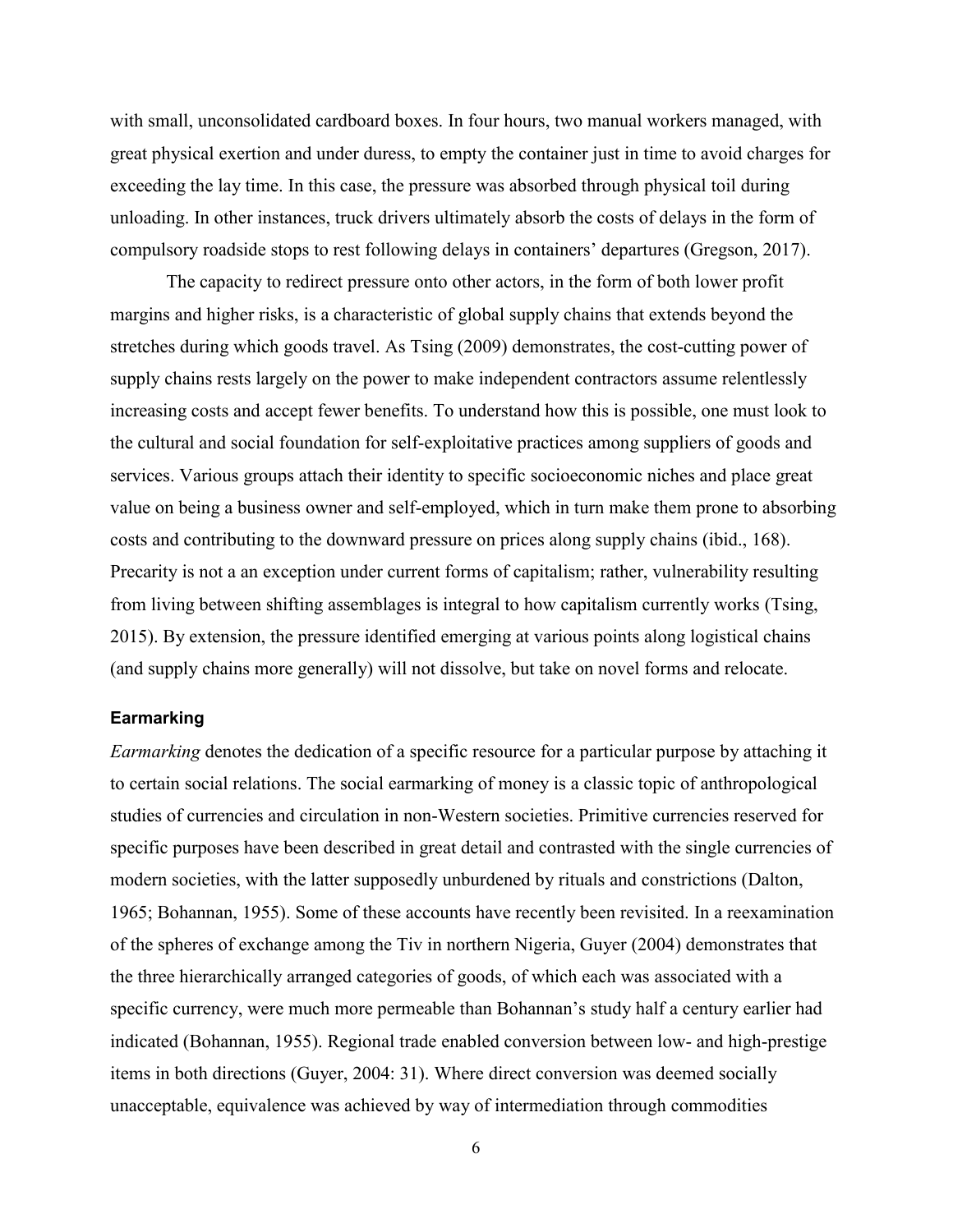with small, unconsolidated cardboard boxes. In four hours, two manual workers managed, with great physical exertion and under duress, to empty the container just in time to avoid charges for exceeding the lay time. In this case, the pressure was absorbed through physical toil during unloading. In other instances, truck drivers ultimately absorb the costs of delays in the form of compulsory roadside stops to rest following delays in containers' departures (Gregson, 2017).

The capacity to redirect pressure onto other actors, in the form of both lower profit margins and higher risks, is a characteristic of global supply chains that extends beyond the stretches during which goods travel. As Tsing (2009) demonstrates, the cost-cutting power of supply chains rests largely on the power to make independent contractors assume relentlessly increasing costs and accept fewer benefits. To understand how this is possible, one must look to the cultural and social foundation for self-exploitative practices among suppliers of goods and services. Various groups attach their identity to specific socioeconomic niches and place great value on being a business owner and self-employed, which in turn make them prone to absorbing costs and contributing to the downward pressure on prices along supply chains (ibid., 168). Precarity is not a an exception under current forms of capitalism; rather, vulnerability resulting from living between shifting assemblages is integral to how capitalism currently works (Tsing, 2015). By extension, the pressure identified emerging at various points along logistical chains (and supply chains more generally) will not dissolve, but take on novel forms and relocate.

### Earmarking

*Earmarking* denotes the dedication of a specific resource for a particular purpose by attaching it to certain social relations. The social earmarking of money is a classic topic of anthropological studies of currencies and circulation in non-Western societies. Primitive currencies reserved for specific purposes have been described in great detail and contrasted with the single currencies of modern societies, with the latter supposedly unburdened by rituals and constrictions (Dalton, 1965; Bohannan, 1955). Some of these accounts have recently been revisited. In a reexamination of the spheres of exchange among the Tiv in northern Nigeria, Guyer (2004) demonstrates that the three hierarchically arranged categories of goods, of which each was associated with a specific currency, were much more permeable than Bohannan's study half a century earlier had indicated (Bohannan, 1955). Regional trade enabled conversion between low- and high-prestige items in both directions (Guyer, 2004: 31). Where direct conversion was deemed socially unacceptable, equivalence was achieved by way of intermediation through commodities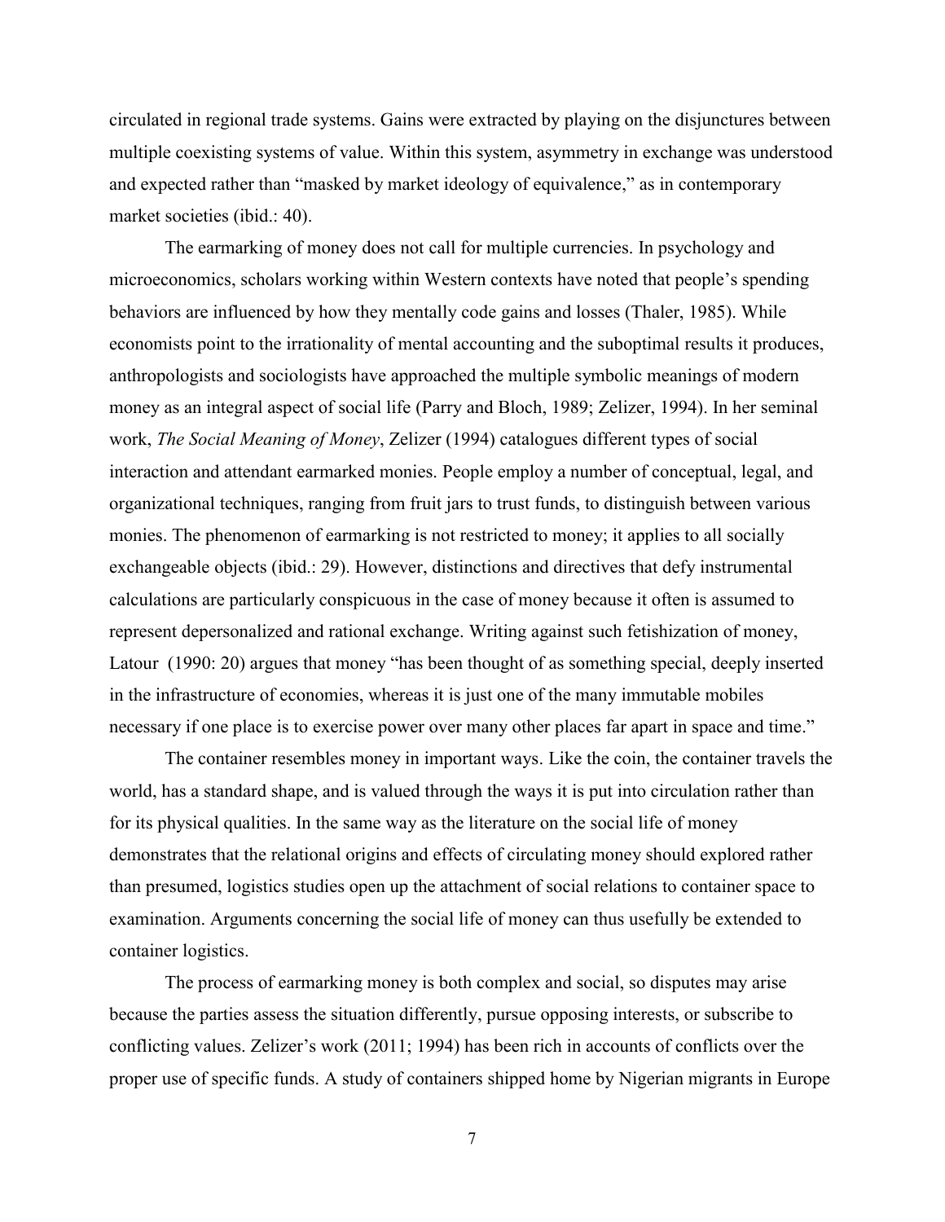circulated in regional trade systems. Gains were extracted by playing on the disjunctures between multiple coexisting systems of value. Within this system, asymmetry in exchange was understood and expected rather than "masked by market ideology of equivalence," as in contemporary market societies (ibid.: 40).

The earmarking of money does not call for multiple currencies. In psychology and microeconomics, scholars working within Western contexts have noted that people's spending behaviors are influenced by how they mentally code gains and losses (Thaler, 1985). While economists point to the irrationality of mental accounting and the suboptimal results it produces, anthropologists and sociologists have approached the multiple symbolic meanings of modern money as an integral aspect of social life (Parry and Bloch, 1989; Zelizer, 1994). In her seminal work, *The Social Meaning of Money*, Zelizer (1994) catalogues different types of social interaction and attendant earmarked monies. People employ a number of conceptual, legal, and organizational techniques, ranging from fruit jars to trust funds, to distinguish between various monies. The phenomenon of earmarking is not restricted to money; it applies to all socially exchangeable objects (ibid.: 29). However, distinctions and directives that defy instrumental calculations are particularly conspicuous in the case of money because it often is assumed to represent depersonalized and rational exchange. Writing against such fetishization of money, Latour (1990: 20) argues that money "has been thought of as something special, deeply inserted in the infrastructure of economies, whereas it is just one of the many immutable mobiles necessary if one place is to exercise power over many other places far apart in space and time."

The container resembles money in important ways. Like the coin, the container travels the world, has a standard shape, and is valued through the ways it is put into circulation rather than for its physical qualities. In the same way as the literature on the social life of money demonstrates that the relational origins and effects of circulating money should explored rather than presumed, logistics studies open up the attachment of social relations to container space to examination. Arguments concerning the social life of money can thus usefully be extended to container logistics.

The process of earmarking money is both complex and social, so disputes may arise because the parties assess the situation differently, pursue opposing interests, or subscribe to conflicting values. Zelizer's work (2011; 1994) has been rich in accounts of conflicts over the proper use of specific funds. A study of containers shipped home by Nigerian migrants in Europe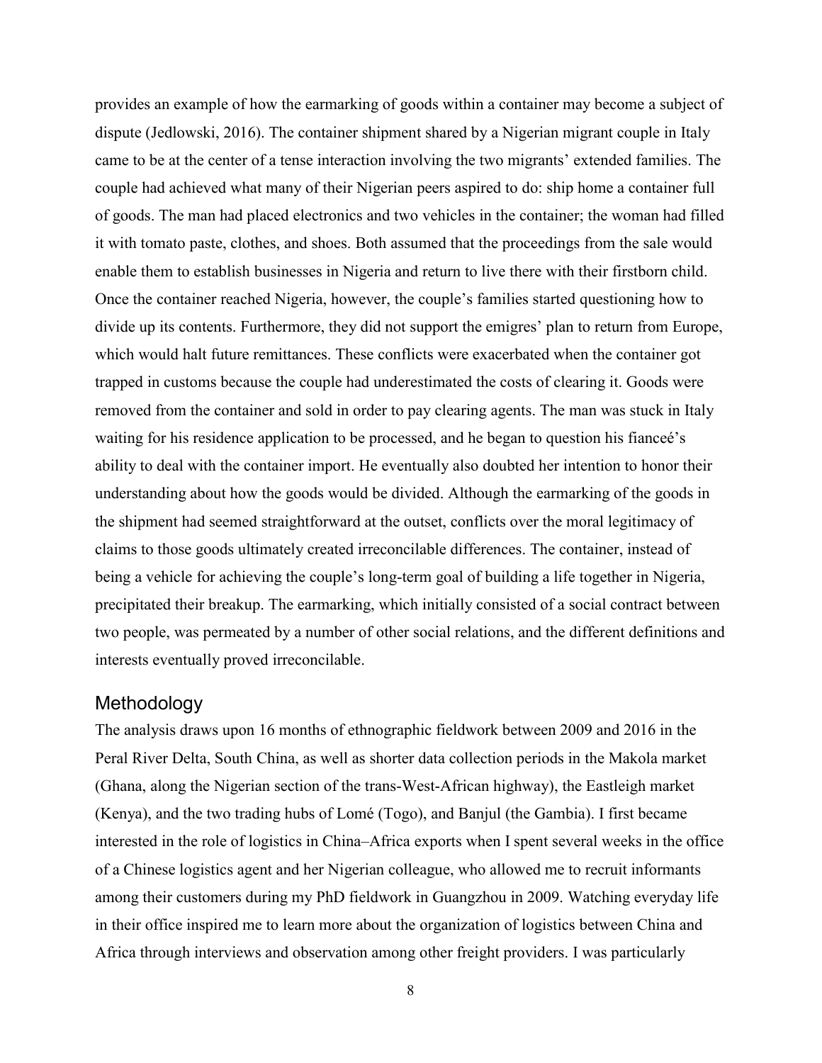provides an example of how the earmarking of goods within a container may become a subject of dispute (Jedlowski, 2016). The container shipment shared by a Nigerian migrant couple in Italy came to be at the center of a tense interaction involving the two migrants' extended families. The couple had achieved what many of their Nigerian peers aspired to do: ship home a container full of goods. The man had placed electronics and two vehicles in the container; the woman had filled it with tomato paste, clothes, and shoes. Both assumed that the proceedings from the sale would enable them to establish businesses in Nigeria and return to live there with their firstborn child. Once the container reached Nigeria, however, the couple's families started questioning how to divide up its contents. Furthermore, they did not support the emigres' plan to return from Europe, which would halt future remittances. These conflicts were exacerbated when the container got trapped in customs because the couple had underestimated the costs of clearing it. Goods were removed from the container and sold in order to pay clearing agents. The man was stuck in Italy waiting for his residence application to be processed, and he began to question his fianceé's ability to deal with the container import. He eventually also doubted her intention to honor their understanding about how the goods would be divided. Although the earmarking of the goods in the shipment had seemed straightforward at the outset, conflicts over the moral legitimacy of claims to those goods ultimately created irreconcilable differences. The container, instead of being a vehicle for achieving the couple's long-term goal of building a life together in Nigeria, precipitated their breakup. The earmarking, which initially consisted of a social contract between two people, was permeated by a number of other social relations, and the different definitions and interests eventually proved irreconcilable.

## Methodology

The analysis draws upon 16 months of ethnographic fieldwork between 2009 and 2016 in the Peral River Delta, South China, as well as shorter data collection periods in the Makola market (Ghana, along the Nigerian section of the trans-West-African highway), the Eastleigh market (Kenya), and the two trading hubs of Lomé (Togo), and Banjul (the Gambia). I first became interested in the role of logistics in China–Africa exports when I spent several weeks in the office of a Chinese logistics agent and her Nigerian colleague, who allowed me to recruit informants among their customers during my PhD fieldwork in Guangzhou in 2009. Watching everyday life in their office inspired me to learn more about the organization of logistics between China and Africa through interviews and observation among other freight providers. I was particularly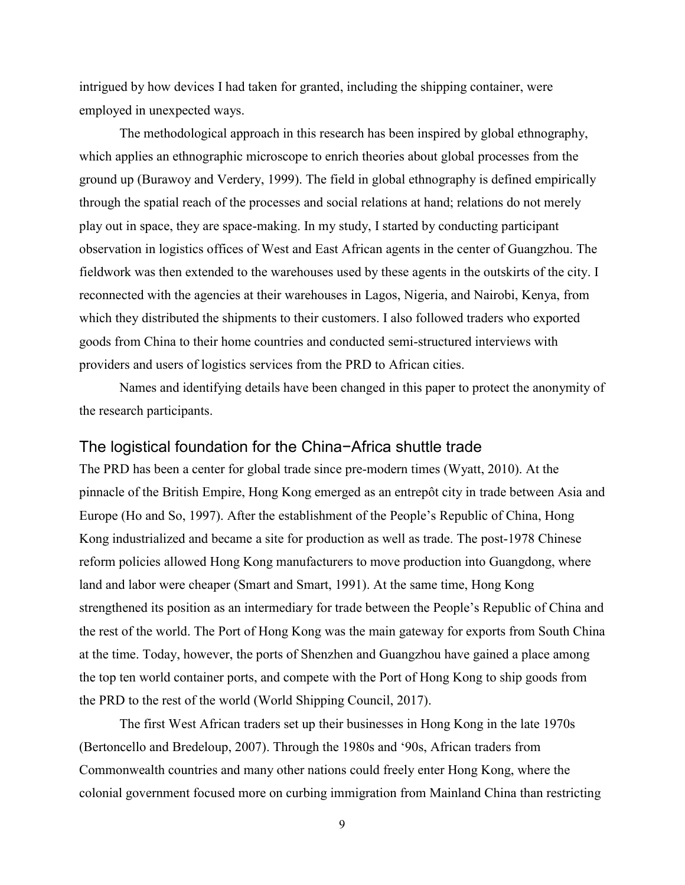intrigued by how devices I had taken for granted, including the shipping container, were employed in unexpected ways.

The methodological approach in this research has been inspired by global ethnography, which applies an ethnographic microscope to enrich theories about global processes from the ground up (Burawoy and Verdery, 1999). The field in global ethnography is defined empirically through the spatial reach of the processes and social relations at hand; relations do not merely play out in space, they are space-making. In my study, I started by conducting participant observation in logistics offices of West and East African agents in the center of Guangzhou. The fieldwork was then extended to the warehouses used by these agents in the outskirts of the city. I reconnected with the agencies at their warehouses in Lagos, Nigeria, and Nairobi, Kenya, from which they distributed the shipments to their customers. I also followed traders who exported goods from China to their home countries and conducted semi-structured interviews with providers and users of logistics services from the PRD to African cities.

Names and identifying details have been changed in this paper to protect the anonymity of the research participants.

## The logistical foundation for the China−Africa shuttle trade

The PRD has been a center for global trade since pre-modern times (Wyatt, 2010). At the pinnacle of the British Empire, Hong Kong emerged as an entrepôt city in trade between Asia and Europe (Ho and So, 1997). After the establishment of the People's Republic of China, Hong Kong industrialized and became a site for production as well as trade. The post-1978 Chinese reform policies allowed Hong Kong manufacturers to move production into Guangdong, where land and labor were cheaper (Smart and Smart, 1991). At the same time, Hong Kong strengthened its position as an intermediary for trade between the People's Republic of China and the rest of the world. The Port of Hong Kong was the main gateway for exports from South China at the time. Today, however, the ports of Shenzhen and Guangzhou have gained a place among the top ten world container ports, and compete with the Port of Hong Kong to ship goods from the PRD to the rest of the world (World Shipping Council, 2017).

The first West African traders set up their businesses in Hong Kong in the late 1970s (Bertoncello and Bredeloup, 2007). Through the 1980s and '90s, African traders from Commonwealth countries and many other nations could freely enter Hong Kong, where the colonial government focused more on curbing immigration from Mainland China than restricting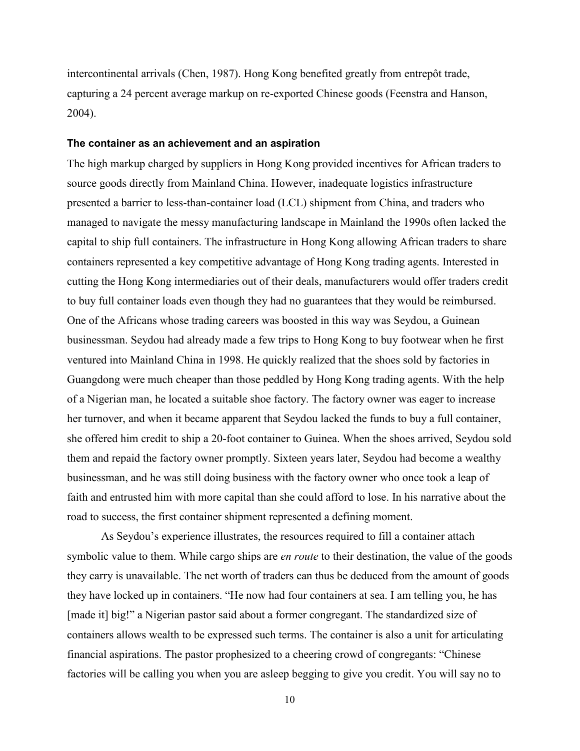intercontinental arrivals (Chen, 1987). Hong Kong benefited greatly from entrepôt trade, capturing a 24 percent average markup on re-exported Chinese goods (Feenstra and Hanson, 2004).

#### The container as an achievement and an aspiration

The high markup charged by suppliers in Hong Kong provided incentives for African traders to source goods directly from Mainland China. However, inadequate logistics infrastructure presented a barrier to less-than-container load (LCL) shipment from China, and traders who managed to navigate the messy manufacturing landscape in Mainland the 1990s often lacked the capital to ship full containers. The infrastructure in Hong Kong allowing African traders to share containers represented a key competitive advantage of Hong Kong trading agents. Interested in cutting the Hong Kong intermediaries out of their deals, manufacturers would offer traders credit to buy full container loads even though they had no guarantees that they would be reimbursed. One of the Africans whose trading careers was boosted in this way was Seydou, a Guinean businessman. Seydou had already made a few trips to Hong Kong to buy footwear when he first ventured into Mainland China in 1998. He quickly realized that the shoes sold by factories in Guangdong were much cheaper than those peddled by Hong Kong trading agents. With the help of a Nigerian man, he located a suitable shoe factory. The factory owner was eager to increase her turnover, and when it became apparent that Seydou lacked the funds to buy a full container, she offered him credit to ship a 20-foot container to Guinea. When the shoes arrived, Seydou sold them and repaid the factory owner promptly. Sixteen years later, Seydou had become a wealthy businessman, and he was still doing business with the factory owner who once took a leap of faith and entrusted him with more capital than she could afford to lose. In his narrative about the road to success, the first container shipment represented a defining moment.

As Seydou's experience illustrates, the resources required to fill a container attach symbolic value to them. While cargo ships are *en route* to their destination, the value of the goods they carry is unavailable. The net worth of traders can thus be deduced from the amount of goods they have locked up in containers. "He now had four containers at sea. I am telling you, he has [made it] big!" a Nigerian pastor said about a former congregant. The standardized size of containers allows wealth to be expressed such terms. The container is also a unit for articulating financial aspirations. The pastor prophesized to a cheering crowd of congregants: "Chinese factories will be calling you when you are asleep begging to give you credit. You will say no to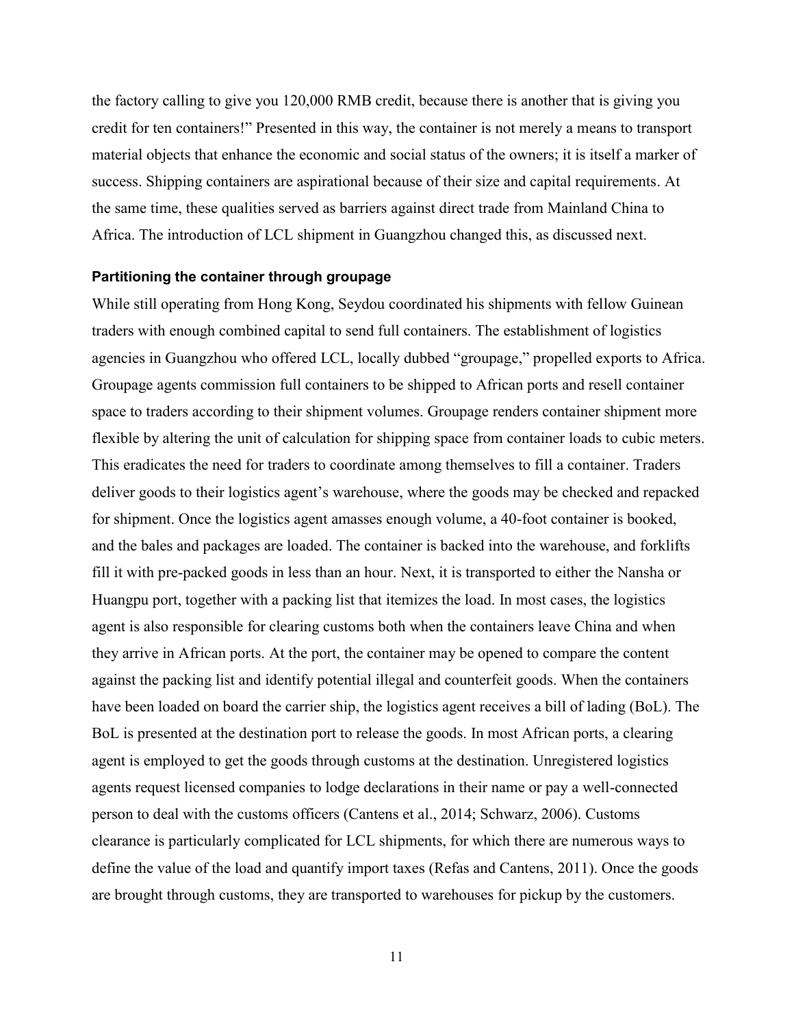the factory calling to give you 120,000 RMB credit, because there is another that is giving you credit for ten containers!" Presented in this way, the container is not merely a means to transport material objects that enhance the economic and social status of the owners; it is itself a marker of success. Shipping containers are aspirational because of their size and capital requirements. At the same time, these qualities served as barriers against direct trade from Mainland China to Africa. The introduction of LCL shipment in Guangzhou changed this, as discussed next.

### Partitioning the container through groupage

While still operating from Hong Kong, Seydou coordinated his shipments with fellow Guinean traders with enough combined capital to send full containers. The establishment of logistics agencies in Guangzhou who offered LCL, locally dubbed "groupage," propelled exports to Africa. Groupage agents commission full containers to be shipped to African ports and resell container space to traders according to their shipment volumes. Groupage renders container shipment more flexible by altering the unit of calculation for shipping space from container loads to cubic meters. This eradicates the need for traders to coordinate among themselves to fill a container. Traders deliver goods to their logistics agent's warehouse, where the goods may be checked and repacked for shipment. Once the logistics agent amasses enough volume, a 40-foot container is booked, and the bales and packages are loaded. The container is backed into the warehouse, and forklifts fill it with pre-packed goods in less than an hour. Next, it is transported to either the Nansha or Huangpu port, together with a packing list that itemizes the load. In most cases, the logistics agent is also responsible for clearing customs both when the containers leave China and when they arrive in African ports. At the port, the container may be opened to compare the content against the packing list and identify potential illegal and counterfeit goods. When the containers have been loaded on board the carrier ship, the logistics agent receives a bill of lading (BoL). The BoL is presented at the destination port to release the goods. In most African ports, a clearing agent is employed to get the goods through customs at the destination. Unregistered logistics agents request licensed companies to lodge declarations in their name or pay a well-connected person to deal with the customs officers (Cantens et al., 2014; Schwarz, 2006). Customs clearance is particularly complicated for LCL shipments, for which there are numerous ways to define the value of the load and quantify import taxes (Refas and Cantens, 2011). Once the goods are brought through customs, they are transported to warehouses for pickup by the customers.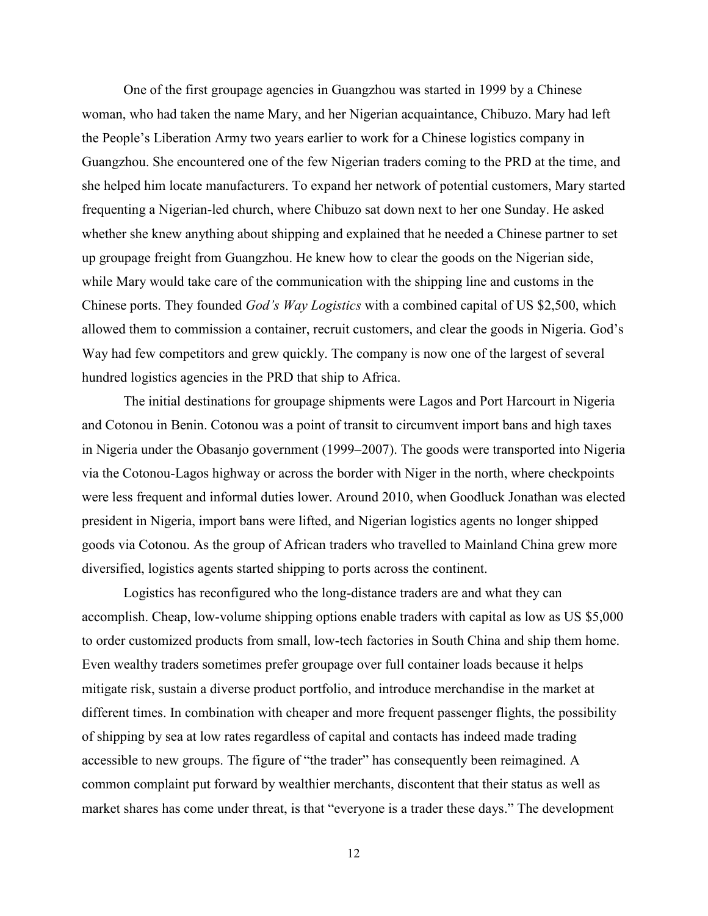One of the first groupage agencies in Guangzhou was started in 1999 by a Chinese woman, who had taken the name Mary, and her Nigerian acquaintance, Chibuzo. Mary had left the People's Liberation Army two years earlier to work for a Chinese logistics company in Guangzhou. She encountered one of the few Nigerian traders coming to the PRD at the time, and she helped him locate manufacturers. To expand her network of potential customers, Mary started frequenting a Nigerian-led church, where Chibuzo sat down next to her one Sunday. He asked whether she knew anything about shipping and explained that he needed a Chinese partner to set up groupage freight from Guangzhou. He knew how to clear the goods on the Nigerian side, while Mary would take care of the communication with the shipping line and customs in the Chinese ports. They founded *God's Way Logistics* with a combined capital of US $2,500, which allowed them to commission a container, recruit customers, and clear the goods in Nigeria. God's Way had few competitors and grew quickly. The company is now one of the largest of several hundred logistics agencies in the PRD that ship to Africa.

The initial destinations for groupage shipments were Lagos and Port Harcourt in Nigeria and Cotonou in Benin. Cotonou was a point of transit to circumvent import bans and high taxes in Nigeria under the Obasanjo government (1999–2007). The goods were transported into Nigeria via the Cotonou-Lagos highway or across the border with Niger in the north, where checkpoints were less frequent and informal duties lower. Around 2010, when Goodluck Jonathan was elected president in Nigeria, import bans were lifted, and Nigerian logistics agents no longer shipped goods via Cotonou. As the group of African traders who travelled to Mainland China grew more diversified, logistics agents started shipping to ports across the continent.

Logistics has reconfigured who the long-distance traders are and what they can accomplish. Cheap, low-volume shipping options enable traders with capital as low as US $5,000 to order customized products from small, low-tech factories in South China and ship them home. Even wealthy traders sometimes prefer groupage over full container loads because it helps mitigate risk, sustain a diverse product portfolio, and introduce merchandise in the market at different times. In combination with cheaper and more frequent passenger flights, the possibility of shipping by sea at low rates regardless of capital and contacts has indeed made trading accessible to new groups. The figure of "the trader" has consequently been reimagined. A common complaint put forward by wealthier merchants, discontent that their status as well as market shares has come under threat, is that "everyone is a trader these days." The development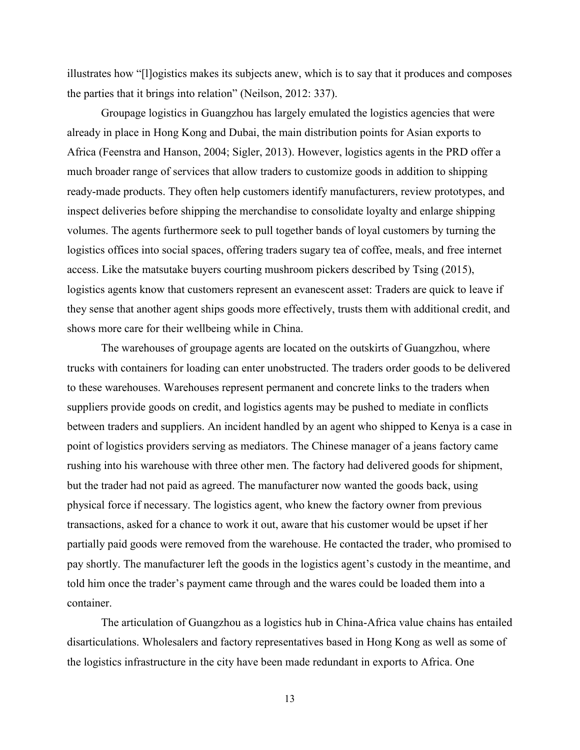illustrates how "[l]ogistics makes its subjects anew, which is to say that it produces and composes the parties that it brings into relation" (Neilson, 2012: 337).

Groupage logistics in Guangzhou has largely emulated the logistics agencies that were already in place in Hong Kong and Dubai, the main distribution points for Asian exports to Africa (Feenstra and Hanson, 2004; Sigler, 2013). However, logistics agents in the PRD offer a much broader range of services that allow traders to customize goods in addition to shipping ready-made products. They often help customers identify manufacturers, review prototypes, and inspect deliveries before shipping the merchandise to consolidate loyalty and enlarge shipping volumes. The agents furthermore seek to pull together bands of loyal customers by turning the logistics offices into social spaces, offering traders sugary tea of coffee, meals, and free internet access. Like the matsutake buyers courting mushroom pickers described by Tsing (2015), logistics agents know that customers represent an evanescent asset: Traders are quick to leave if they sense that another agent ships goods more effectively, trusts them with additional credit, and shows more care for their wellbeing while in China.

The warehouses of groupage agents are located on the outskirts of Guangzhou, where trucks with containers for loading can enter unobstructed. The traders order goods to be delivered to these warehouses. Warehouses represent permanent and concrete links to the traders when suppliers provide goods on credit, and logistics agents may be pushed to mediate in conflicts between traders and suppliers. An incident handled by an agent who shipped to Kenya is a case in point of logistics providers serving as mediators. The Chinese manager of a jeans factory came rushing into his warehouse with three other men. The factory had delivered goods for shipment, but the trader had not paid as agreed. The manufacturer now wanted the goods back, using physical force if necessary. The logistics agent, who knew the factory owner from previous transactions, asked for a chance to work it out, aware that his customer would be upset if her partially paid goods were removed from the warehouse. He contacted the trader, who promised to pay shortly. The manufacturer left the goods in the logistics agent's custody in the meantime, and told him once the trader's payment came through and the wares could be loaded them into a container.

The articulation of Guangzhou as a logistics hub in China-Africa value chains has entailed disarticulations. Wholesalers and factory representatives based in Hong Kong as well as some of the logistics infrastructure in the city have been made redundant in exports to Africa. One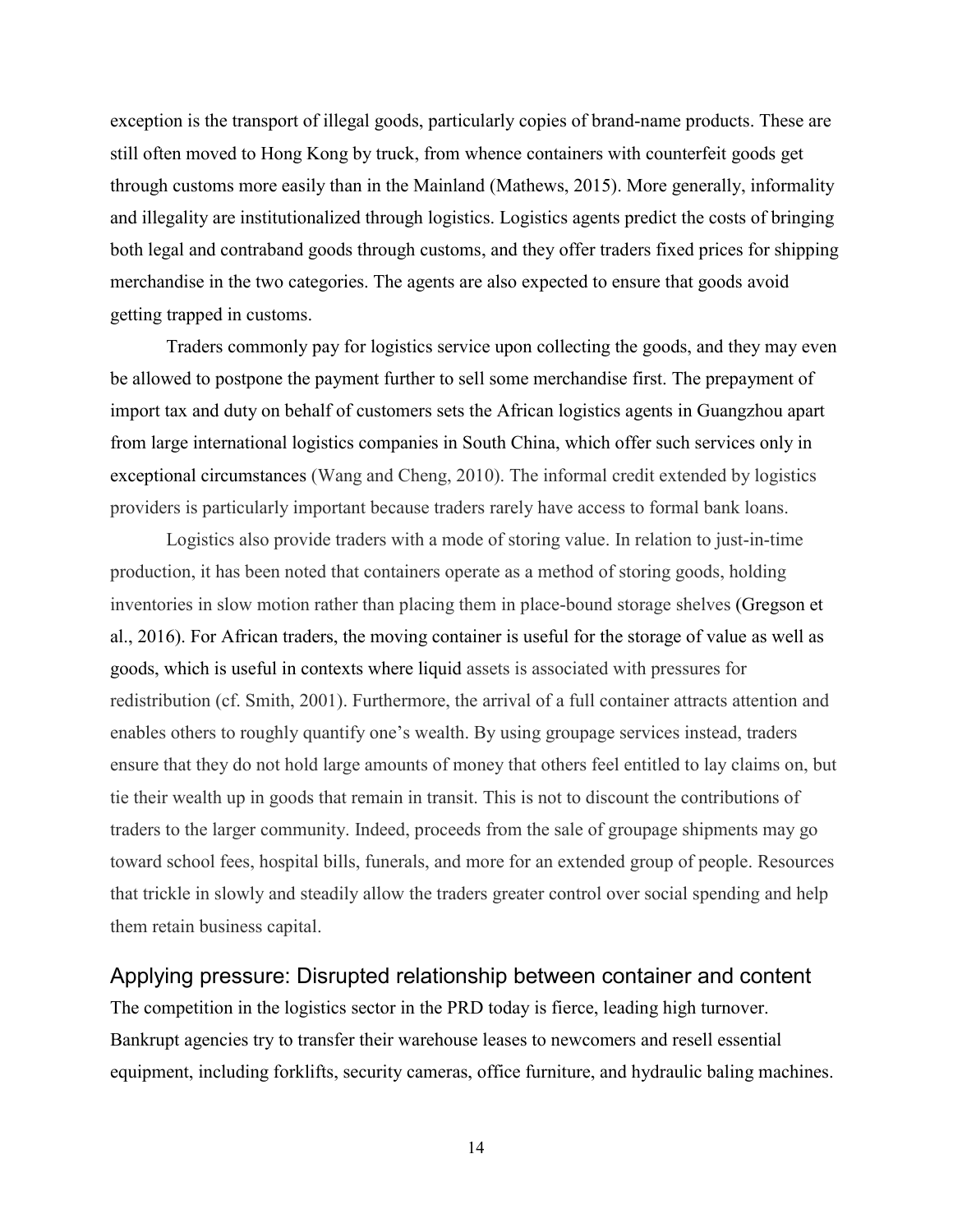exception is the transport of illegal goods, particularly copies of brand-name products. These are still often moved to Hong Kong by truck, from whence containers with counterfeit goods get through customs more easily than in the Mainland (Mathews, 2015). More generally, informality and illegality are institutionalized through logistics. Logistics agents predict the costs of bringing both legal and contraband goods through customs, and they offer traders fixed prices for shipping merchandise in the two categories. The agents are also expected to ensure that goods avoid getting trapped in customs.

Traders commonly pay for logistics service upon collecting the goods, and they may even be allowed to postpone the payment further to sell some merchandise first. The prepayment of import tax and duty on behalf of customers sets the African logistics agents in Guangzhou apart from large international logistics companies in South China, which offer such services only in exceptional circumstances (Wang and Cheng, 2010). The informal credit extended by logistics providers is particularly important because traders rarely have access to formal bank loans.

Logistics also provide traders with a mode of storing value. In relation to just-in-time production, it has been noted that containers operate as a method of storing goods, holding inventories in slow motion rather than placing them in place-bound storage shelves (Gregson et al., 2016). For African traders, the moving container is useful for the storage of value as well as goods, which is useful in contexts where liquid assets is associated with pressures for redistribution (cf. Smith, 2001). Furthermore, the arrival of a full container attracts attention and enables others to roughly quantify one's wealth. By using groupage services instead, traders ensure that they do not hold large amounts of money that others feel entitled to lay claims on, but tie their wealth up in goods that remain in transit. This is not to discount the contributions of traders to the larger community. Indeed, proceeds from the sale of groupage shipments may go toward school fees, hospital bills, funerals, and more for an extended group of people. Resources that trickle in slowly and steadily allow the traders greater control over social spending and help them retain business capital.

## Applying pressure: Disrupted relationship between container and content

The competition in the logistics sector in the PRD today is fierce, leading high turnover. Bankrupt agencies try to transfer their warehouse leases to newcomers and resell essential equipment, including forklifts, security cameras, office furniture, and hydraulic baling machines.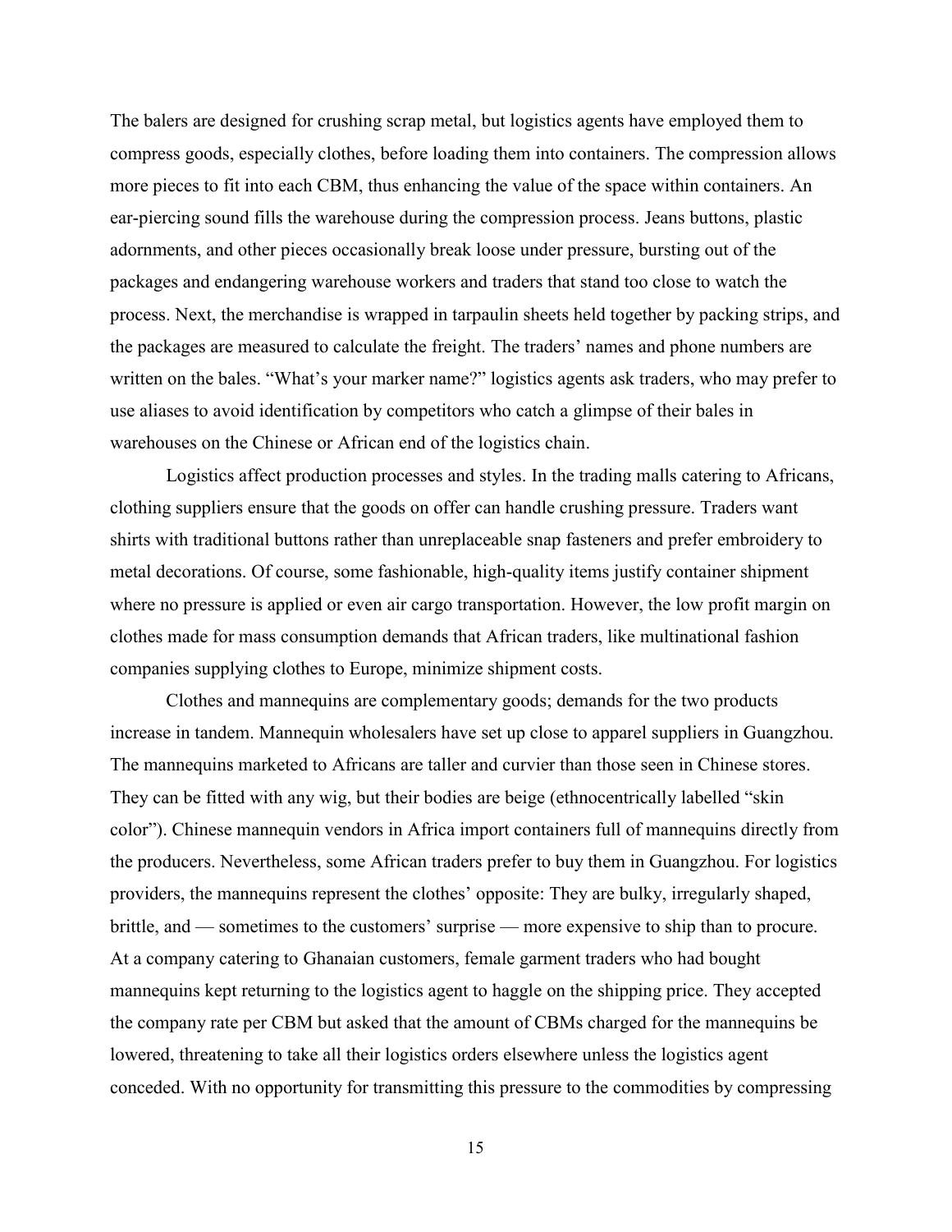The balers are designed for crushing scrap metal, but logistics agents have employed them to compress goods, especially clothes, before loading them into containers. The compression allows more pieces to fit into each CBM, thus enhancing the value of the space within containers. An ear-piercing sound fills the warehouse during the compression process. Jeans buttons, plastic adornments, and other pieces occasionally break loose under pressure, bursting out of the packages and endangering warehouse workers and traders that stand too close to watch the process. Next, the merchandise is wrapped in tarpaulin sheets held together by packing strips, and the packages are measured to calculate the freight. The traders' names and phone numbers are written on the bales. "What's your marker name?" logistics agents ask traders, who may prefer to use aliases to avoid identification by competitors who catch a glimpse of their bales in warehouses on the Chinese or African end of the logistics chain.

Logistics affect production processes and styles. In the trading malls catering to Africans, clothing suppliers ensure that the goods on offer can handle crushing pressure. Traders want shirts with traditional buttons rather than unreplaceable snap fasteners and prefer embroidery to metal decorations. Of course, some fashionable, high-quality items justify container shipment where no pressure is applied or even air cargo transportation. However, the low profit margin on clothes made for mass consumption demands that African traders, like multinational fashion companies supplying clothes to Europe, minimize shipment costs.

Clothes and mannequins are complementary goods; demands for the two products increase in tandem. Mannequin wholesalers have set up close to apparel suppliers in Guangzhou. The mannequins marketed to Africans are taller and curvier than those seen in Chinese stores. They can be fitted with any wig, but their bodies are beige (ethnocentrically labelled "skin color"). Chinese mannequin vendors in Africa import containers full of mannequins directly from the producers. Nevertheless, some African traders prefer to buy them in Guangzhou. For logistics providers, the mannequins represent the clothes' opposite: They are bulky, irregularly shaped, brittle, and — sometimes to the customers' surprise — more expensive to ship than to procure. At a company catering to Ghanaian customers, female garment traders who had bought mannequins kept returning to the logistics agent to haggle on the shipping price. They accepted the company rate per CBM but asked that the amount of CBMs charged for the mannequins be lowered, threatening to take all their logistics orders elsewhere unless the logistics agent conceded. With no opportunity for transmitting this pressure to the commodities by compressing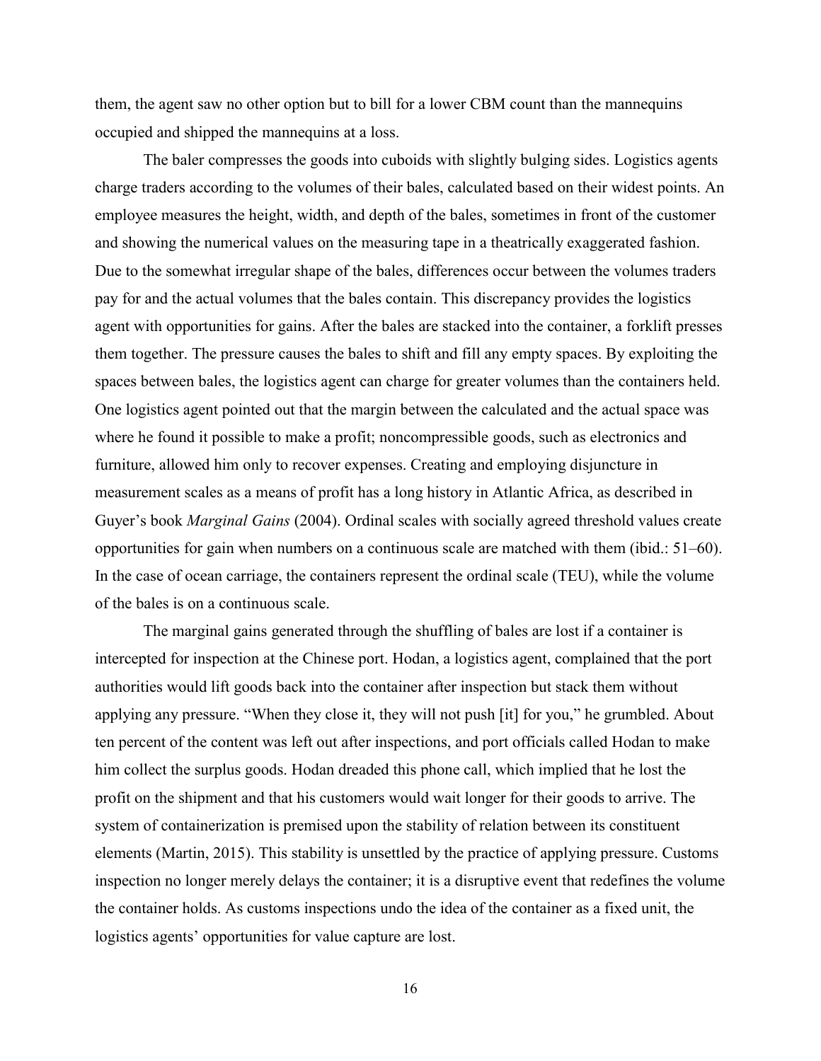them, the agent saw no other option but to bill for a lower CBM count than the mannequins occupied and shipped the mannequins at a loss.

The baler compresses the goods into cuboids with slightly bulging sides. Logistics agents charge traders according to the volumes of their bales, calculated based on their widest points. An employee measures the height, width, and depth of the bales, sometimes in front of the customer and showing the numerical values on the measuring tape in a theatrically exaggerated fashion. Due to the somewhat irregular shape of the bales, differences occur between the volumes traders pay for and the actual volumes that the bales contain. This discrepancy provides the logistics agent with opportunities for gains. After the bales are stacked into the container, a forklift presses them together. The pressure causes the bales to shift and fill any empty spaces. By exploiting the spaces between bales, the logistics agent can charge for greater volumes than the containers held. One logistics agent pointed out that the margin between the calculated and the actual space was where he found it possible to make a profit; noncompressible goods, such as electronics and furniture, allowed him only to recover expenses. Creating and employing disjuncture in measurement scales as a means of profit has a long history in Atlantic Africa, as described in Guyer's book *Marginal Gains* (2004). Ordinal scales with socially agreed threshold values create opportunities for gain when numbers on a continuous scale are matched with them (ibid.: 51–60). In the case of ocean carriage, the containers represent the ordinal scale (TEU), while the volume of the bales is on a continuous scale.

The marginal gains generated through the shuffling of bales are lost if a container is intercepted for inspection at the Chinese port. Hodan, a logistics agent, complained that the port authorities would lift goods back into the container after inspection but stack them without applying any pressure. "When they close it, they will not push [it] for you," he grumbled. About ten percent of the content was left out after inspections, and port officials called Hodan to make him collect the surplus goods. Hodan dreaded this phone call, which implied that he lost the profit on the shipment and that his customers would wait longer for their goods to arrive. The system of containerization is premised upon the stability of relation between its constituent elements (Martin, 2015). This stability is unsettled by the practice of applying pressure. Customs inspection no longer merely delays the container; it is a disruptive event that redefines the volume the container holds. As customs inspections undo the idea of the container as a fixed unit, the logistics agents' opportunities for value capture are lost.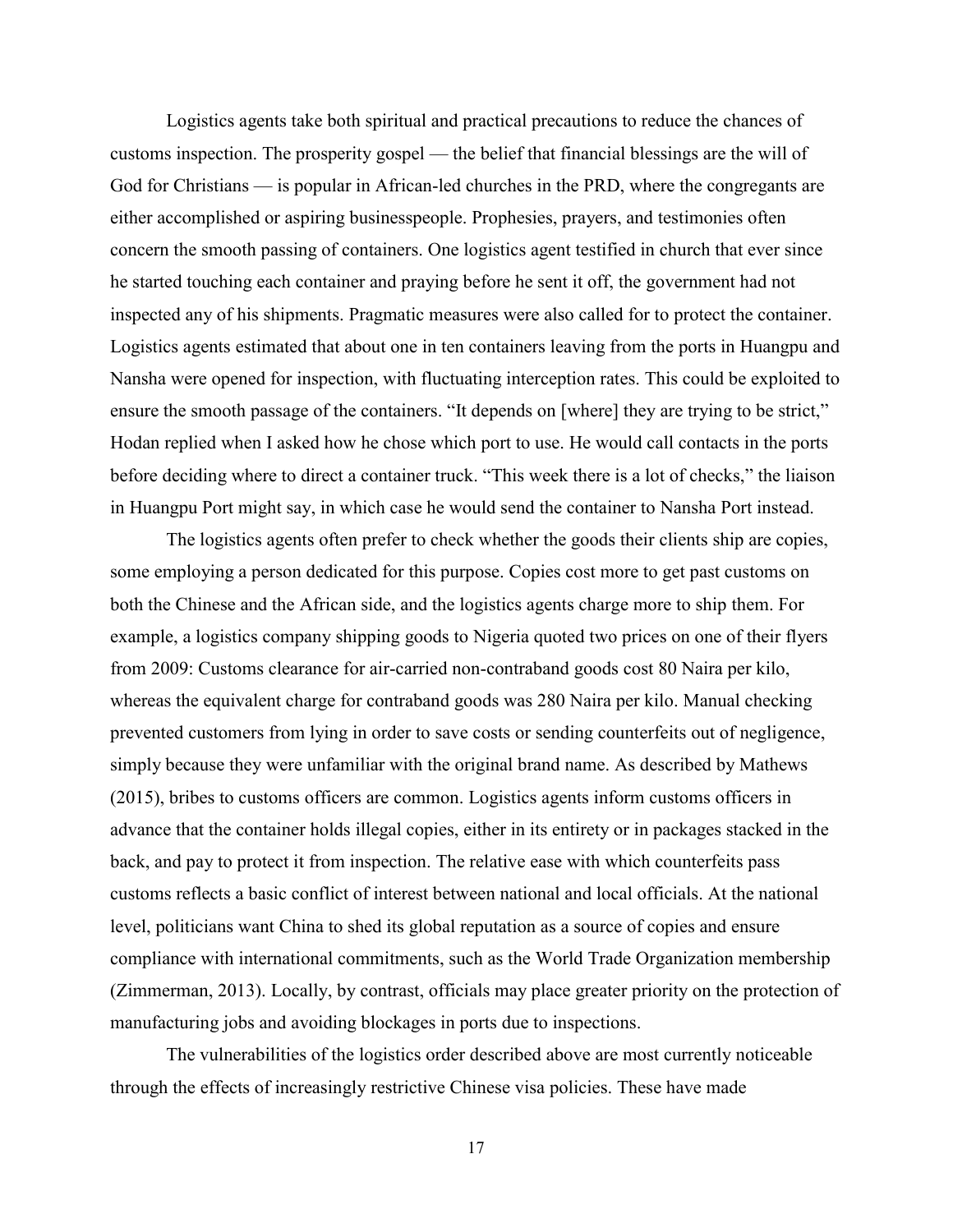Logistics agents take both spiritual and practical precautions to reduce the chances of customs inspection. The prosperity gospel — the belief that financial blessings are the will of God for Christians — is popular in African-led churches in the PRD, where the congregants are either accomplished or aspiring businesspeople. Prophesies, prayers, and testimonies often concern the smooth passing of containers. One logistics agent testified in church that ever since he started touching each container and praying before he sent it off, the government had not inspected any of his shipments. Pragmatic measures were also called for to protect the container. Logistics agents estimated that about one in ten containers leaving from the ports in Huangpu and Nansha were opened for inspection, with fluctuating interception rates. This could be exploited to ensure the smooth passage of the containers. "It depends on [where] they are trying to be strict," Hodan replied when I asked how he chose which port to use. He would call contacts in the ports before deciding where to direct a container truck. "This week there is a lot of checks," the liaison in Huangpu Port might say, in which case he would send the container to Nansha Port instead.

The logistics agents often prefer to check whether the goods their clients ship are copies, some employing a person dedicated for this purpose. Copies cost more to get past customs on both the Chinese and the African side, and the logistics agents charge more to ship them. For example, a logistics company shipping goods to Nigeria quoted two prices on one of their flyers from 2009: Customs clearance for air-carried non-contraband goods cost 80 Naira per kilo, whereas the equivalent charge for contraband goods was 280 Naira per kilo. Manual checking prevented customers from lying in order to save costs or sending counterfeits out of negligence, simply because they were unfamiliar with the original brand name. As described by Mathews (2015), bribes to customs officers are common. Logistics agents inform customs officers in advance that the container holds illegal copies, either in its entirety or in packages stacked in the back, and pay to protect it from inspection. The relative ease with which counterfeits pass customs reflects a basic conflict of interest between national and local officials. At the national level, politicians want China to shed its global reputation as a source of copies and ensure compliance with international commitments, such as the World Trade Organization membership (Zimmerman, 2013). Locally, by contrast, officials may place greater priority on the protection of manufacturing jobs and avoiding blockages in ports due to inspections.

The vulnerabilities of the logistics order described above are most currently noticeable through the effects of increasingly restrictive Chinese visa policies. These have made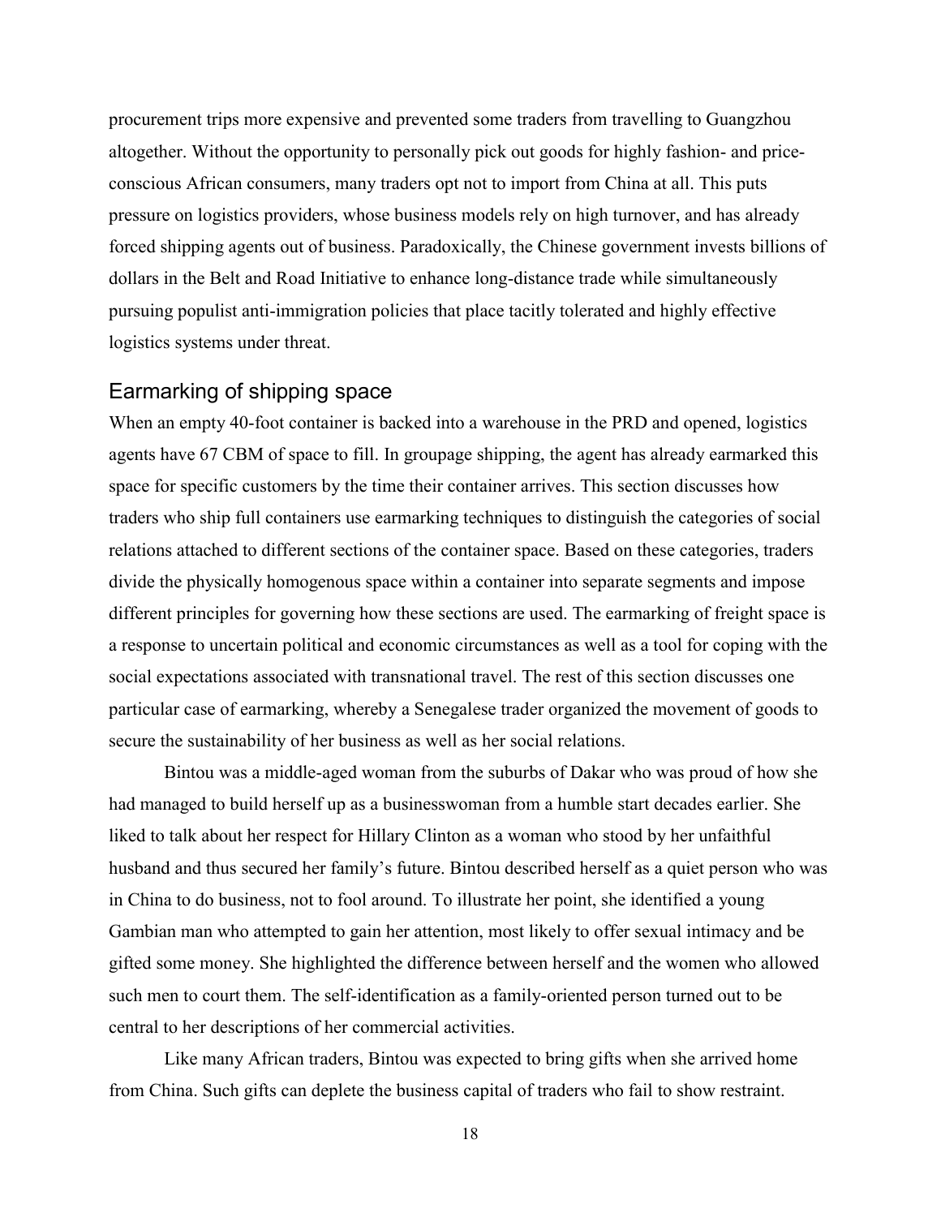procurement trips more expensive and prevented some traders from travelling to Guangzhou altogether. Without the opportunity to personally pick out goods for highly fashion- and price-conscious African consumers, many traders opt not to import from China at all. This puts pressure on logistics providers, whose business models rely on high turnover, and has already forced shipping agents out of business. Paradoxically, the Chinese government invests billions of dollars in the Belt and Road Initiative to enhance long-distance trade while simultaneously pursuing populist anti-immigration policies that place tacitly tolerated and highly effective logistics systems under threat.

## Earmarking of shipping space

When an empty 40-foot container is backed into a warehouse in the PRD and opened, logistics agents have 67 CBM of space to fill. In groupage shipping, the agent has already earmarked this space for specific customers by the time their container arrives. This section discusses how traders who ship full containers use earmarking techniques to distinguish the categories of social relations attached to different sections of the container space. Based on these categories, traders divide the physically homogenous space within a container into separate segments and impose different principles for governing how these sections are used. The earmarking of freight space is a response to uncertain political and economic circumstances as well as a tool for coping with the social expectations associated with transnational travel. The rest of this section discusses one particular case of earmarking, whereby a Senegalese trader organized the movement of goods to secure the sustainability of her business as well as her social relations.

Bintou was a middle-aged woman from the suburbs of Dakar who was proud of how she had managed to build herself up as a businesswoman from a humble start decades earlier. She liked to talk about her respect for Hillary Clinton as a woman who stood by her unfaithful husband and thus secured her family's future. Bintou described herself as a quiet person who was in China to do business, not to fool around. To illustrate her point, she identified a young Gambian man who attempted to gain her attention, most likely to offer sexual intimacy and be gifted some money. She highlighted the difference between herself and the women who allowed such men to court them. The self-identification as a family-oriented person turned out to be central to her descriptions of her commercial activities.

Like many African traders, Bintou was expected to bring gifts when she arrived home from China. Such gifts can deplete the business capital of traders who fail to show restraint.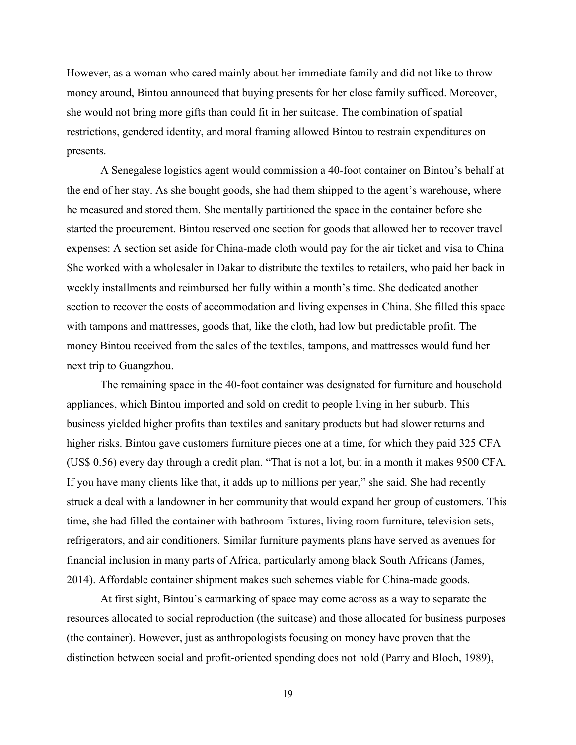However, as a woman who cared mainly about her immediate family and did not like to throw money around, Bintou announced that buying presents for her close family sufficed. Moreover, she would not bring more gifts than could fit in her suitcase. The combination of spatial restrictions, gendered identity, and moral framing allowed Bintou to restrain expenditures on presents.

A Senegalese logistics agent would commission a 40-foot container on Bintou's behalf at the end of her stay. As she bought goods, she had them shipped to the agent's warehouse, where he measured and stored them. She mentally partitioned the space in the container before she started the procurement. Bintou reserved one section for goods that allowed her to recover travel expenses: A section set aside for China-made cloth would pay for the air ticket and visa to China She worked with a wholesaler in Dakar to distribute the textiles to retailers, who paid her back in weekly installments and reimbursed her fully within a month's time. She dedicated another section to recover the costs of accommodation and living expenses in China. She filled this space with tampons and mattresses, goods that, like the cloth, had low but predictable profit. The money Bintou received from the sales of the textiles, tampons, and mattresses would fund her next trip to Guangzhou.

The remaining space in the 40-foot container was designated for furniture and household appliances, which Bintou imported and sold on credit to people living in her suburb. This business yielded higher profits than textiles and sanitary products but had slower returns and higher risks. Bintou gave customers furniture pieces one at a time, for which they paid 325 CFA (US$ 0.56) every day through a credit plan. "That is not a lot, but in a month it makes 9500 CFA. If you have many clients like that, it adds up to millions per year," she said. She had recently struck a deal with a landowner in her community that would expand her group of customers. This time, she had filled the container with bathroom fixtures, living room furniture, television sets, refrigerators, and air conditioners. Similar furniture payments plans have served as avenues for financial inclusion in many parts of Africa, particularly among black South Africans (James, 2014). Affordable container shipment makes such schemes viable for China-made goods.

At first sight, Bintou's earmarking of space may come across as a way to separate the resources allocated to social reproduction (the suitcase) and those allocated for business purposes (the container). However, just as anthropologists focusing on money have proven that the distinction between social and profit-oriented spending does not hold (Parry and Bloch, 1989),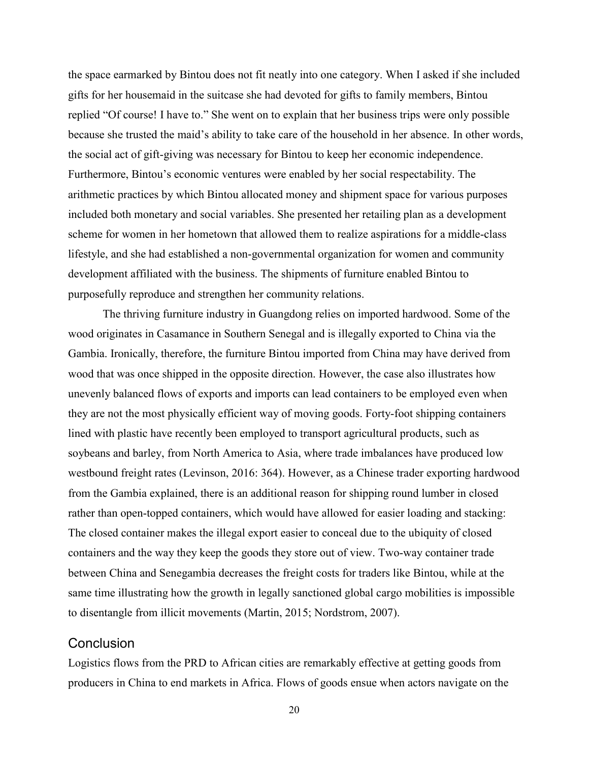the space earmarked by Bintou does not fit neatly into one category. When I asked if she included gifts for her housemaid in the suitcase she had devoted for gifts to family members, Bintou replied "Of course! I have to." She went on to explain that her business trips were only possible because she trusted the maid's ability to take care of the household in her absence. In other words, the social act of gift-giving was necessary for Bintou to keep her economic independence. Furthermore, Bintou's economic ventures were enabled by her social respectability. The arithmetic practices by which Bintou allocated money and shipment space for various purposes included both monetary and social variables. She presented her retailing plan as a development scheme for women in her hometown that allowed them to realize aspirations for a middle-class lifestyle, and she had established a non-governmental organization for women and community development affiliated with the business. The shipments of furniture enabled Bintou to purposefully reproduce and strengthen her community relations.

The thriving furniture industry in Guangdong relies on imported hardwood. Some of the wood originates in Casamance in Southern Senegal and is illegally exported to China via the Gambia. Ironically, therefore, the furniture Bintou imported from China may have derived from wood that was once shipped in the opposite direction. However, the case also illustrates how unevenly balanced flows of exports and imports can lead containers to be employed even when they are not the most physically efficient way of moving goods. Forty-foot shipping containers lined with plastic have recently been employed to transport agricultural products, such as soybeans and barley, from North America to Asia, where trade imbalances have produced low westbound freight rates (Levinson, 2016: 364). However, as a Chinese trader exporting hardwood from the Gambia explained, there is an additional reason for shipping round lumber in closed rather than open-topped containers, which would have allowed for easier loading and stacking: The closed container makes the illegal export easier to conceal due to the ubiquity of closed containers and the way they keep the goods they store out of view. Two-way container trade between China and Senegambia decreases the freight costs for traders like Bintou, while at the same time illustrating how the growth in legally sanctioned global cargo mobilities is impossible to disentangle from illicit movements (Martin, 2015; Nordstrom, 2007).

## Conclusion

Logistics flows from the PRD to African cities are remarkably effective at getting goods from producers in China to end markets in Africa. Flows of goods ensue when actors navigate on the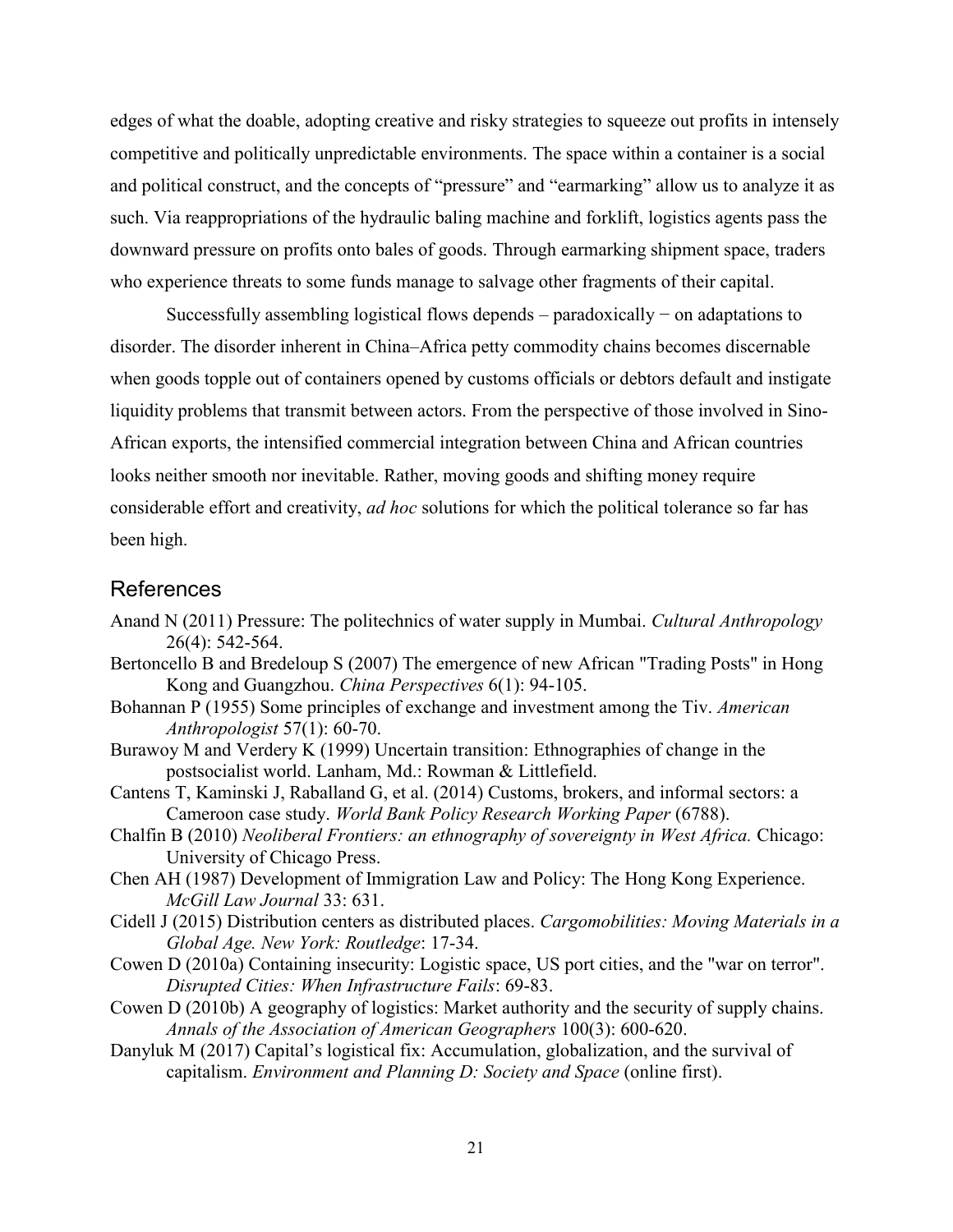edges of what the doable, adopting creative and risky strategies to squeeze out profits in intensely competitive and politically unpredictable environments. The space within a container is a social and political construct, and the concepts of "pressure" and "earmarking" allow us to analyze it as such. Via reappropriations of the hydraulic baling machine and forklift, logistics agents pass the downward pressure on profits onto bales of goods. Through earmarking shipment space, traders who experience threats to some funds manage to salvage other fragments of their capital.

Successfully assembling logistical flows depends – paradoxically − on adaptations to disorder. The disorder inherent in China–Africa petty commodity chains becomes discernable when goods topple out of containers opened by customs officials or debtors default and instigate liquidity problems that transmit between actors. From the perspective of those involved in Sino-African exports, the intensified commercial integration between China and African countries looks neither smooth nor inevitable. Rather, moving goods and shifting money require considerable effort and creativity, *ad hoc* solutions for which the political tolerance so far has been high.

## References

Anand N (2011) Pressure: The politechnics of water supply in Mumbai. *Cultural Anthropology* 26(4): 542-564.

Bertoncello B and Bredeloup S (2007) The emergence of new African "Trading Posts" in Hong Kong and Guangzhou. *China Perspectives* 6(1): 94-105.

Bohannan P (1955) Some principles of exchange and investment among the Tiv. *American Anthropologist* 57(1): 60-70.

Burawoy M and Verdery K (1999) Uncertain transition: Ethnographies of change in the postsocialist world. Lanham, Md.: Rowman & Littlefield.

Cantens T, Kaminski J, Raballand G, et al. (2014) Customs, brokers, and informal sectors: a Cameroon case study. *World Bank Policy Research Working Paper* (6788).

Chalfin B (2010) *Neoliberal Frontiers: an ethnography of sovereignty in West Africa.* Chicago: University of Chicago Press.

Chen AH (1987) Development of Immigration Law and Policy: The Hong Kong Experience. *McGill Law Journal* 33: 631.

Cidell J (2015) Distribution centers as distributed places. *Cargomobilities: Moving Materials in a Global Age. New York: Routledge*: 17-34.

Cowen D (2010a) Containing insecurity: Logistic space, US port cities, and the "war on terror". *Disrupted Cities: When Infrastructure Fails*: 69-83.

Cowen D (2010b) A geography of logistics: Market authority and the security of supply chains. *Annals of the Association of American Geographers* 100(3): 600-620.

Danyluk M (2017) Capital's logistical fix: Accumulation, globalization, and the survival of capitalism. *Environment and Planning D: Society and Space* (online first).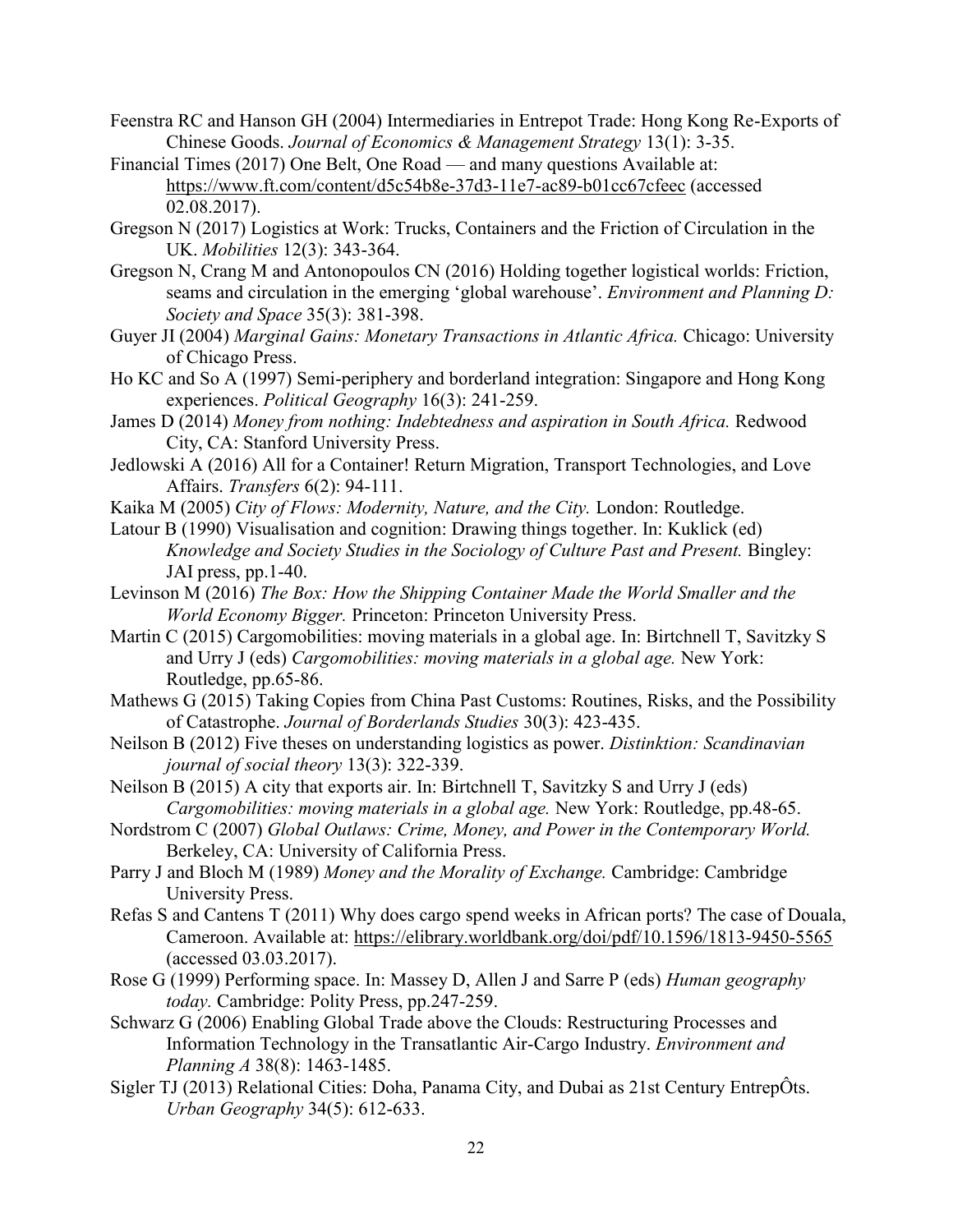Feenstra RC and Hanson GH (2004) Intermediaries in Entrepot Trade: Hong Kong Re-Exports of Chinese Goods. *Journal of Economics & Management Strategy* 13(1): 3-35.

Financial Times (2017) One Belt, One Road — and many questions Available at: https://www.ft.com/content/d5c54b8e-37d3-11e7-ac89-b01cc67cfeec (accessed 02.08.2017).

Gregson N (2017) Logistics at Work: Trucks, Containers and the Friction of Circulation in the UK. *Mobilities* 12(3): 343-364.

Gregson N, Crang M and Antonopoulos CN (2016) Holding together logistical worlds: Friction, seams and circulation in the emerging 'global warehouse'. *Environment and Planning D: Society and Space* 35(3): 381-398.

Guyer JI (2004) *Marginal Gains: Monetary Transactions in Atlantic Africa.* Chicago: University of Chicago Press.

Ho KC and So A (1997) Semi-periphery and borderland integration: Singapore and Hong Kong experiences. *Political Geography* 16(3): 241-259.

James D (2014) *Money from nothing: Indebtedness and aspiration in South Africa.* Redwood City, CA: Stanford University Press.

Jedlowski A (2016) All for a Container! Return Migration, Transport Technologies, and Love Affairs. *Transfers* 6(2): 94-111.

Kaika M (2005) *City of Flows: Modernity, Nature, and the City.* London: Routledge.

Latour B (1990) Visualisation and cognition: Drawing things together. In: Kuklick (ed) *Knowledge and Society Studies in the Sociology of Culture Past and Present.* Bingley: JAI press, pp.1-40.

Levinson M (2016) *The Box: How the Shipping Container Made the World Smaller and the World Economy Bigger.* Princeton: Princeton University Press.

Martin C (2015) Cargomobilities: moving materials in a global age. In: Birtchnell T, Savitzky S and Urry J (eds) *Cargomobilities: moving materials in a global age.* New York: Routledge, pp.65-86.

Mathews G (2015) Taking Copies from China Past Customs: Routines, Risks, and the Possibility of Catastrophe. *Journal of Borderlands Studies* 30(3): 423-435.

Neilson B (2012) Five theses on understanding logistics as power. *Distinktion: Scandinavian journal of social theory* 13(3): 322-339.

Neilson B (2015) A city that exports air. In: Birtchnell T, Savitzky S and Urry J (eds) *Cargomobilities: moving materials in a global age.* New York: Routledge, pp.48-65.

Nordstrom C (2007) *Global Outlaws: Crime, Money, and Power in the Contemporary World.* Berkeley, CA: University of California Press.

Parry J and Bloch M (1989) *Money and the Morality of Exchange.* Cambridge: Cambridge University Press.

Refas S and Cantens T (2011) Why does cargo spend weeks in African ports? The case of Douala, Cameroon. Available at: https://elibrary.worldbank.org/doi/pdf/10.1596/1813-9450-5565 (accessed 03.03.2017).

Rose G (1999) Performing space. In: Massey D, Allen J and Sarre P (eds) *Human geography today.* Cambridge: Polity Press, pp.247-259.

Schwarz G (2006) Enabling Global Trade above the Clouds: Restructuring Processes and Information Technology in the Transatlantic Air-Cargo Industry. *Environment and Planning A* 38(8): 1463-1485.

Sigler TJ (2013) Relational Cities: Doha, Panama City, and Dubai as 21st Century EntrepÔts. *Urban Geography* 34(5): 612-633.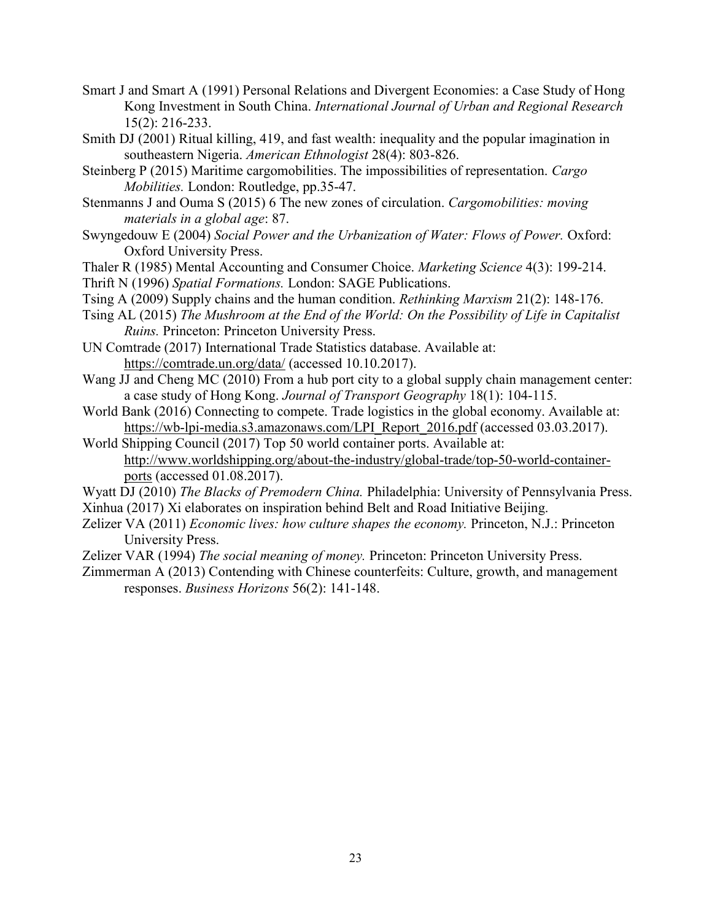Smart J and Smart A (1991) Personal Relations and Divergent Economies: a Case Study of Hong Kong Investment in South China. *International Journal of Urban and Regional Research* 15(2): 216-233.

Smith DJ (2001) Ritual killing, 419, and fast wealth: inequality and the popular imagination in southeastern Nigeria. *American Ethnologist* 28(4): 803-826.

Steinberg P (2015) Maritime cargomobilities. The impossibilities of representation. *Cargo Mobilities.* London: Routledge, pp.35-47.

Stenmanns J and Ouma S (2015) 6 The new zones of circulation. *Cargomobilities: moving materials in a global age*: 87.

Swyngedouw E (2004) *Social Power and the Urbanization of Water: Flows of Power.* Oxford: Oxford University Press.

Thaler R (1985) Mental Accounting and Consumer Choice. *Marketing Science* 4(3): 199-214.

Thrift N (1996) *Spatial Formations.* London: SAGE Publications.

Tsing A (2009) Supply chains and the human condition. *Rethinking Marxism* 21(2): 148-176.

Tsing AL (2015) *The Mushroom at the End of the World: On the Possibility of Life in Capitalist Ruins.* Princeton: Princeton University Press.

UN Comtrade (2017) International Trade Statistics database. Available at: https://comtrade.un.org/data/ (accessed 10.10.2017).

Wang JJ and Cheng MC (2010) From a hub port city to a global supply chain management center: a case study of Hong Kong. *Journal of Transport Geography* 18(1): 104-115.

World Bank (2016) Connecting to compete. Trade logistics in the global economy. Available at: https://wb-lpi-media.s3.amazonaws.com/LPI_Report_2016.pdf (accessed 03.03.2017).

World Shipping Council (2017) Top 50 world container ports. Available at: http://www.worldshipping.org/about-the-industry/global-trade/top-50-world-container-ports (accessed 01.08.2017).

Wyatt DJ (2010) *The Blacks of Premodern China.* Philadelphia: University of Pennsylvania Press.

Xinhua (2017) Xi elaborates on inspiration behind Belt and Road Initiative Beijing.

Zelizer VA (2011) *Economic lives: how culture shapes the economy.* Princeton, N.J.: Princeton University Press.

Zelizer VAR (1994) *The social meaning of money.* Princeton: Princeton University Press.

Zimmerman A (2013) Contending with Chinese counterfeits: Culture, growth, and management responses. *Business Horizons* 56(2): 141-148.